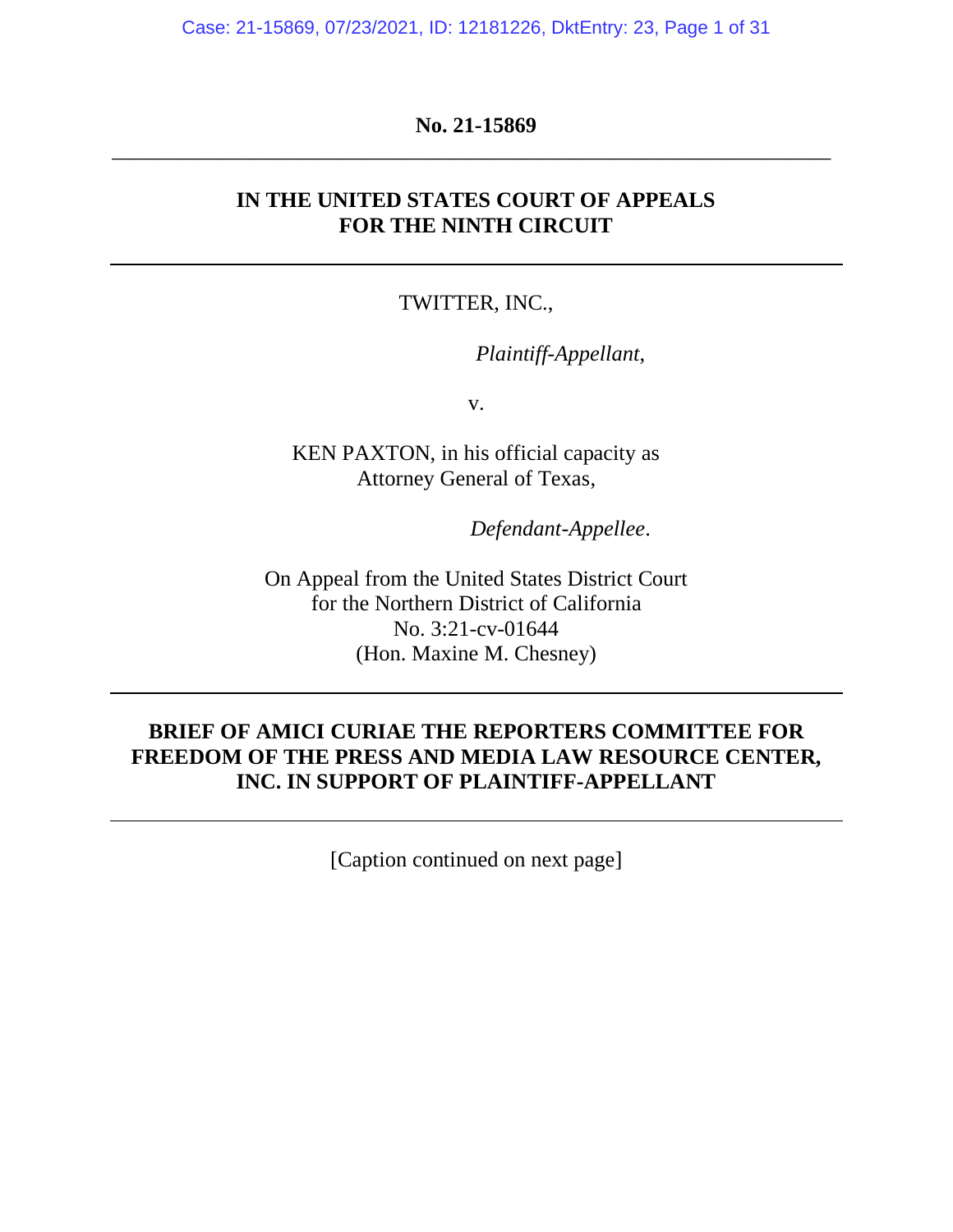**No. 21-15869**

---

**IN THE UNITED STATES COURT OF APPEALS**
**FOR THE NINTH CIRCUIT**

---

TWITTER, INC.,

*Plaintiff-Appellant*,

v.

KEN PAXTON, in his official capacity as
Attorney General of Texas,

*Defendant-Appellee*.

On Appeal from the United States District Court
for the Northern District of California
No. 3:21-cv-01644
(Hon. Maxine M. Chesney)

---

**BRIEF OF AMICI CURIAE THE REPORTERS COMMITTEE FOR FREEDOM OF THE PRESS AND MEDIA LAW RESOURCE CENTER, INC. IN SUPPORT OF PLAINTIFF-APPELLANT**

---

[Caption continued on next page]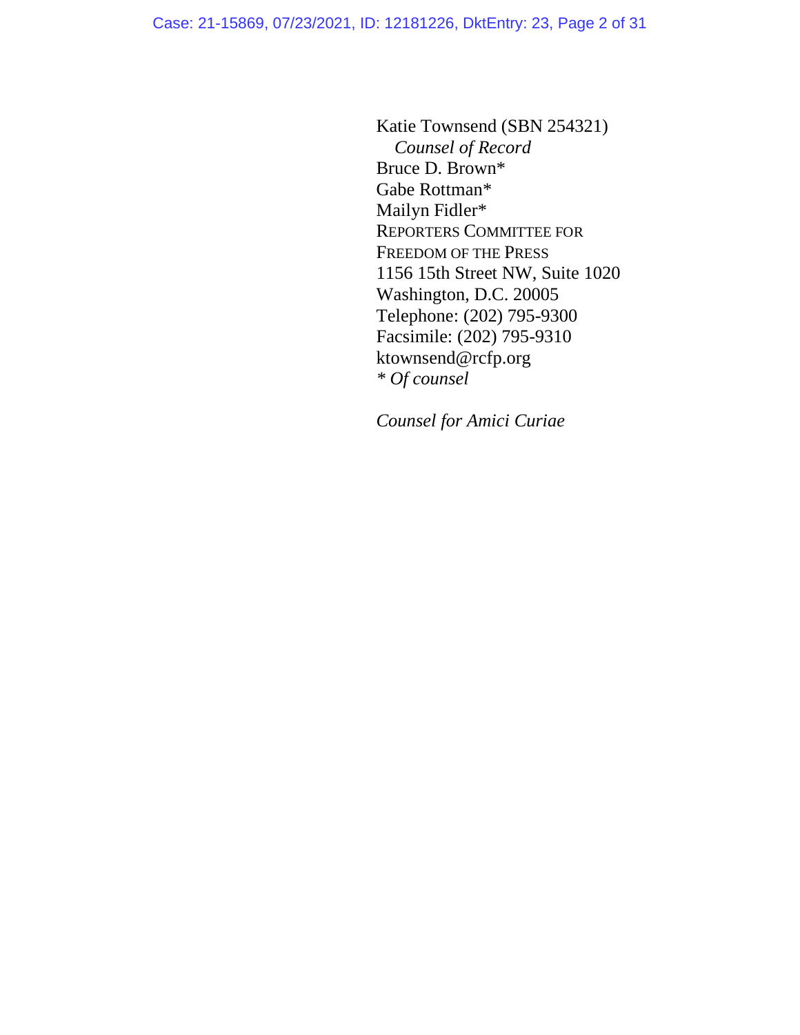Katie Townsend (SBN 254321)
*Counsel of Record*
Bruce D. Brown*
Gabe Rottman*
Mailyn Fidler*
REPORTERS COMMITTEE FOR
FREEDOM OF THE PRESS
1156 15th Street NW, Suite 1020
Washington, D.C. 20005
Telephone: (202) 795-9300
Facsimile: (202) 795-9310
ktownsend@rcfp.org
*\* Of counsel*

*Counsel for Amici Curiae*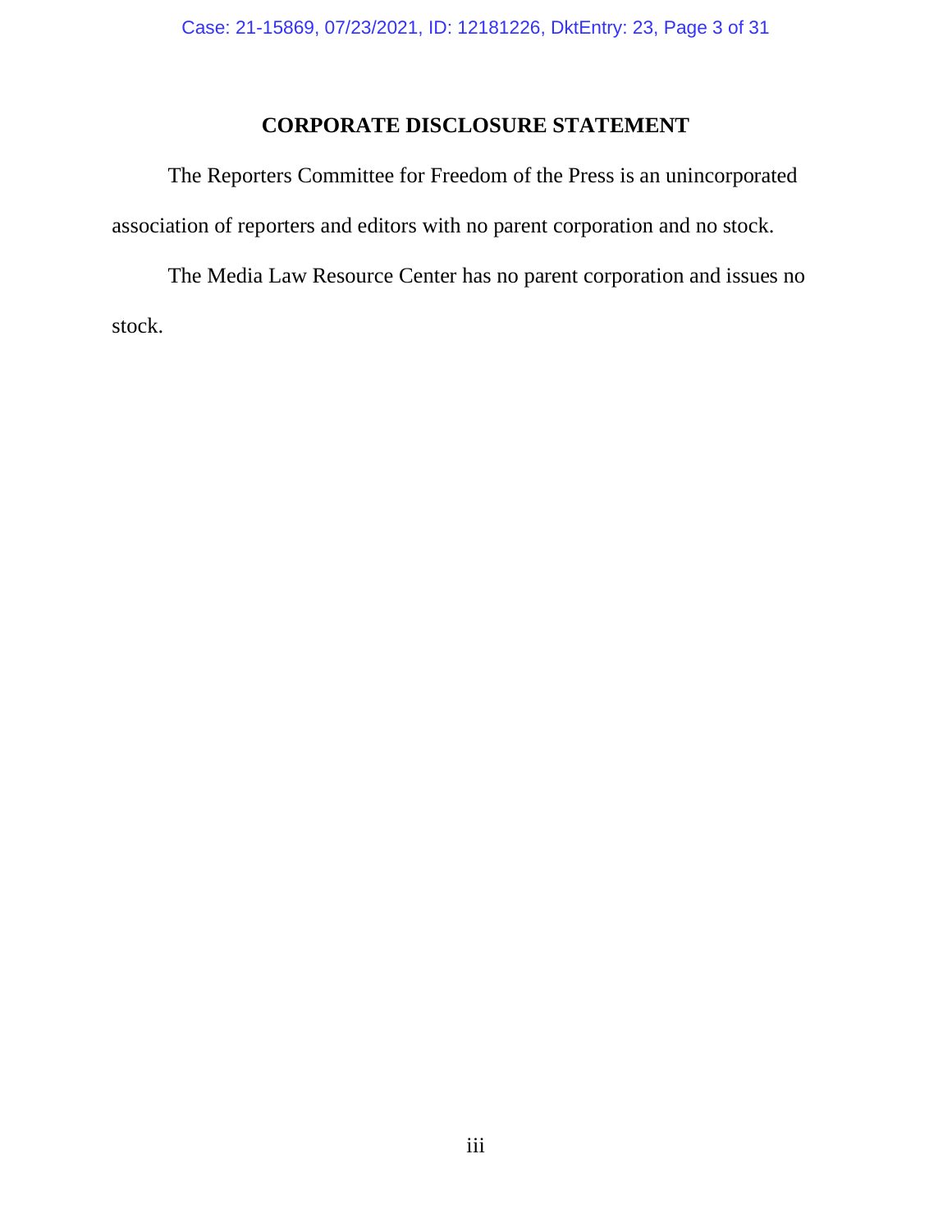## CORPORATE DISCLOSURE STATEMENT

The Reporters Committee for Freedom of the Press is an unincorporated association of reporters and editors with no parent corporation and no stock.

The Media Law Resource Center has no parent corporation and issues no stock.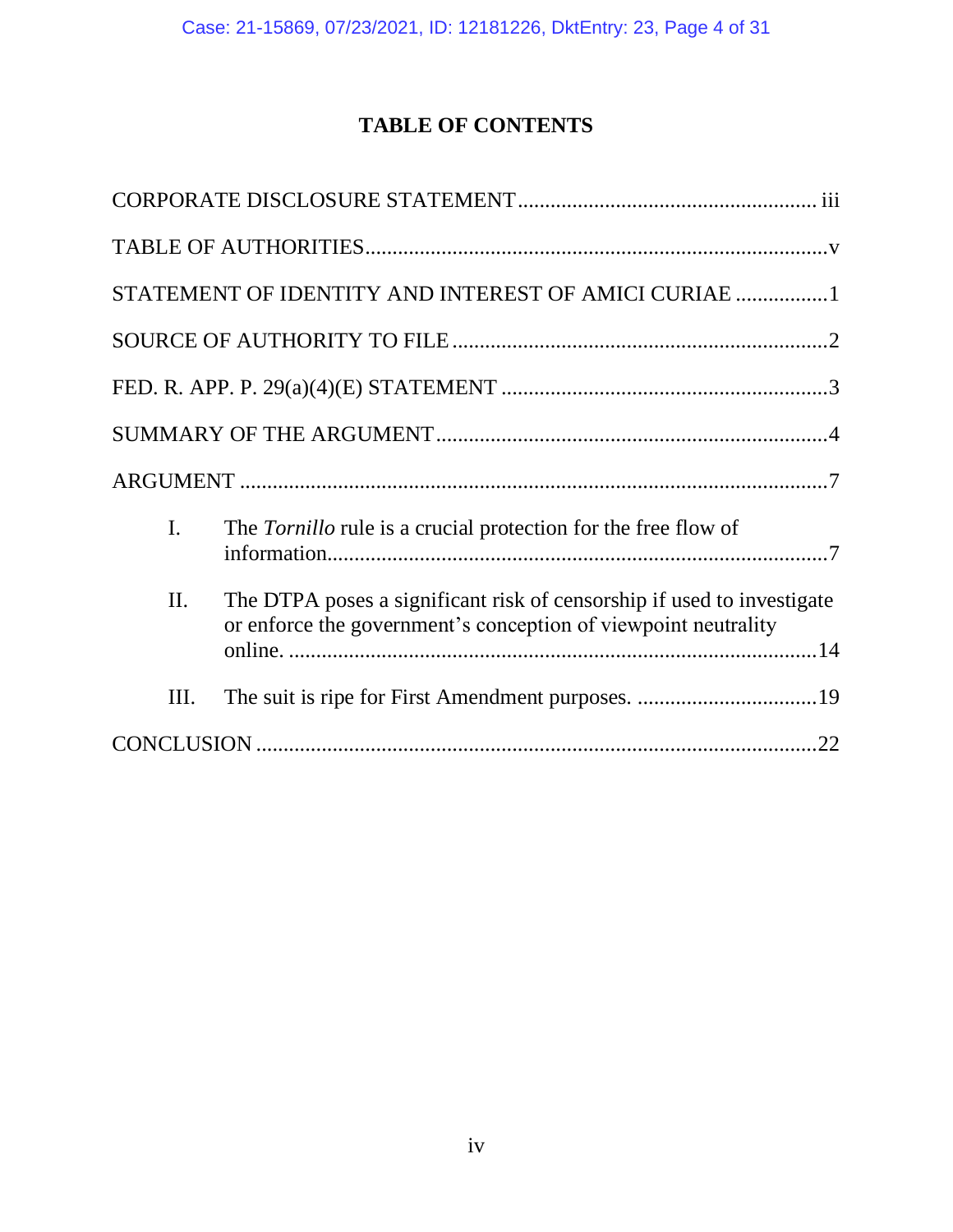## TABLE OF CONTENTS

CORPORATE DISCLOSURE STATEMENT ..................................................... iii

TABLE OF AUTHORITIES ................................................................................ v

STATEMENT OF IDENTITY AND INTEREST OF AMICI CURIAE ................. 1

SOURCE OF AUTHORITY TO FILE .................................................................. 2

FED. R. APP. P. 29(a)(4)(E) STATEMENT .......................................................... 3

SUMMARY OF THE ARGUMENT ...................................................................... 4

ARGUMENT ......................................................................................................... 7

I. The *Tornillo* rule is a crucial protection for the free flow of information........................................................................................... 7

II. The DTPA poses a significant risk of censorship if used to investigate or enforce the government's conception of viewpoint neutrality online. .................................................................................................. 14

III. The suit is ripe for First Amendment purposes. ................................. 19

CONCLUSION ..................................................................................................... 22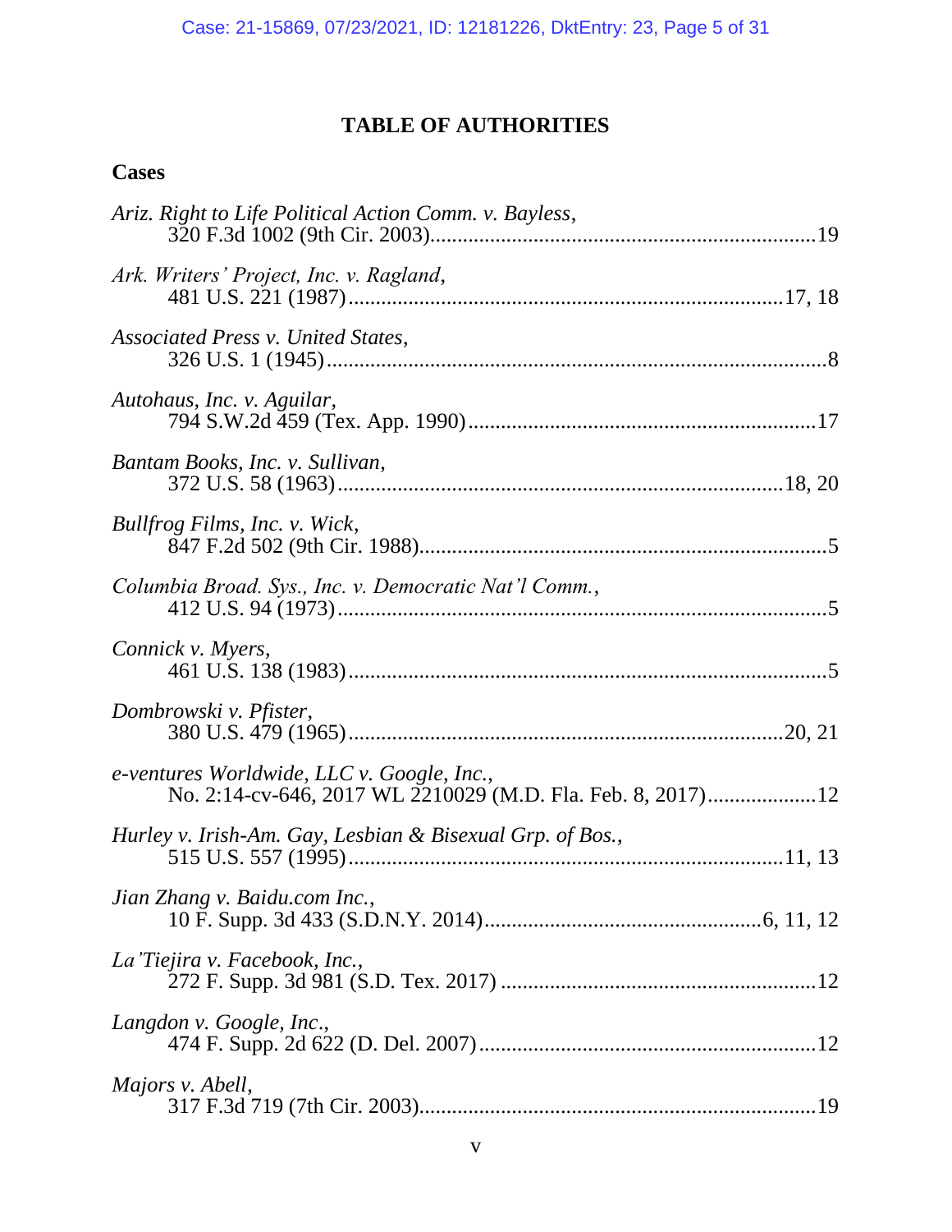# TABLE OF AUTHORITIES

## Cases

*Ariz. Right to Life Political Action Comm. v. Bayless*,
320 F.3d 1002 (9th Cir. 2003) ........................................................................ 19

*Ark. Writers' Project, Inc. v. Ragland*,
481 U.S. 221 (1987) ........................................................................ 17, 18

*Associated Press v. United States*,
326 U.S. 1 (1945) ........................................................................ 8

*Autohaus, Inc. v. Aguilar*,
794 S.W.2d 459 (Tex. App. 1990) ........................................................................ 17

*Bantam Books, Inc. v. Sullivan*,
372 U.S. 58 (1963) ........................................................................ 18, 20

*Bullfrog Films, Inc. v. Wick*,
847 F.2d 502 (9th Cir. 1988) ........................................................................ 5

*Columbia Broad. Sys., Inc. v. Democratic Nat'l Comm.*,
412 U.S. 94 (1973) ........................................................................ 5

*Connick v. Myers*,
461 U.S. 138 (1983) ........................................................................ 5

*Dombrowski v. Pfister*,
380 U.S. 479 (1965) ........................................................................ 20, 21

*e-ventures Worldwide, LLC v. Google, Inc.*,
No. 2:14-cv-646, 2017 WL 2210029 (M.D. Fla. Feb. 8, 2017) .................... 12

*Hurley v. Irish-Am. Gay, Lesbian & Bisexual Grp. of Bos.*,
515 U.S. 557 (1995) ........................................................................ 11, 13

*Jian Zhang v. Baidu.com Inc.*,
10 F. Supp. 3d 433 (S.D.N.Y. 2014) ........................................................................ 6, 11, 12

*La'Tiejira v. Facebook, Inc.*,
272 F. Supp. 3d 981 (S.D. Tex. 2017) ........................................................................ 12

*Langdon v. Google, Inc.*,
474 F. Supp. 2d 622 (D. Del. 2007) ........................................................................ 12

*Majors v. Abell*,
317 F.3d 719 (7th Cir. 2003) ........................................................................ 19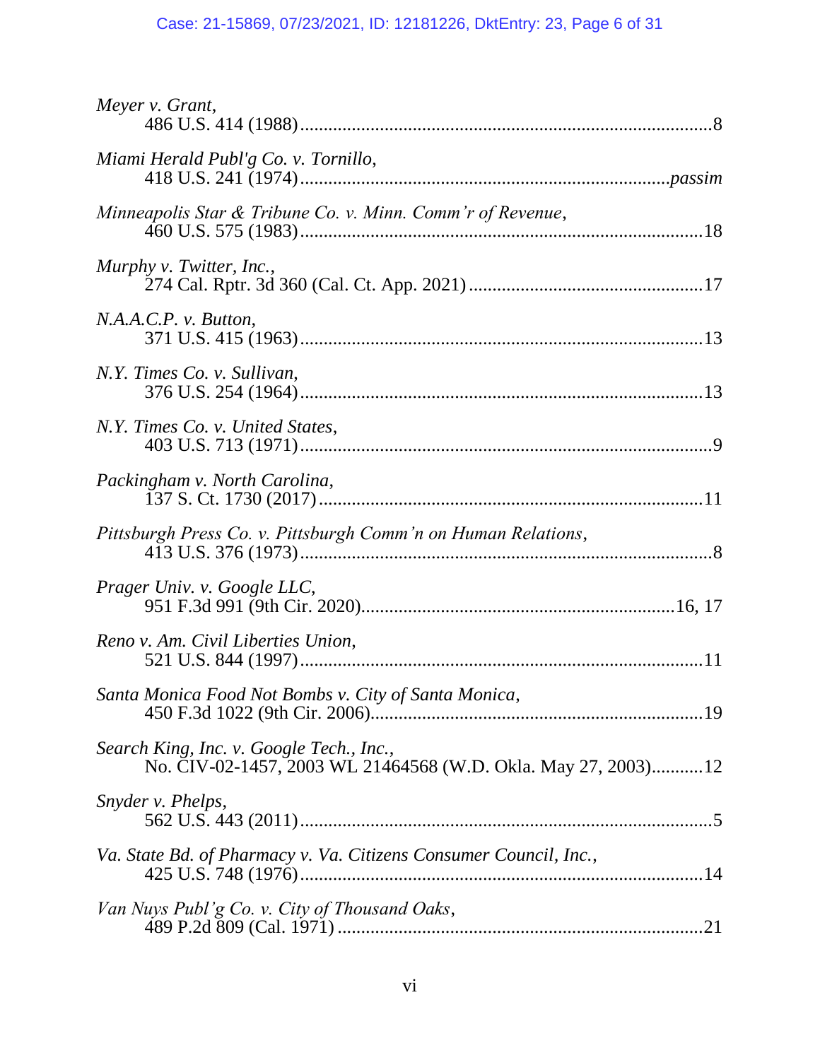*Meyer v. Grant*,
486 U.S. 414 (1988) ........................................................................................ 8

*Miami Herald Publ'g Co. v. Tornillo*,
418 U.S. 241 (1974) ................................................................................ *passim*

*Minneapolis Star & Tribune Co. v. Minn. Comm'r of Revenue*,
460 U.S. 575 (1983) ...................................................................................... 18

*Murphy v. Twitter, Inc.*,
274 Cal. Rptr. 3d 360 (Cal. Ct. App. 2021) ................................................. 17

*N.A.A.C.P. v. Button*,
371 U.S. 415 (1963) ...................................................................................... 13

*N.Y. Times Co. v. Sullivan*,
376 U.S. 254 (1964) ...................................................................................... 13

*N.Y. Times Co. v. United States*,
403 U.S. 713 (1971) ........................................................................................ 9

*Packingham v. North Carolina*,
137 S. Ct. 1730 (2017) .................................................................................. 11

*Pittsburgh Press Co. v. Pittsburgh Comm'n on Human Relations*,
413 U.S. 376 (1973) ........................................................................................ 8

*Prager Univ. v. Google LLC*,
951 F.3d 991 (9th Cir. 2020) .................................................................. 16, 17

*Reno v. Am. Civil Liberties Union*,
521 U.S. 844 (1997) ...................................................................................... 11

*Santa Monica Food Not Bombs v. City of Santa Monica*,
450 F.3d 1022 (9th Cir. 2006) ....................................................................... 19

*Search King, Inc. v. Google Tech., Inc.*,
No. CIV-02-1457, 2003 WL 21464568 (W.D. Okla. May 27, 2003) ........... 12

*Snyder v. Phelps*,
562 U.S. 443 (2011) ........................................................................................ 5

*Va. State Bd. of Pharmacy v. Va. Citizens Consumer Council, Inc.*,
425 U.S. 748 (1976) ...................................................................................... 14

*Van Nuys Publ'g Co. v. City of Thousand Oaks*,
489 P.2d 809 (Cal. 1971) .............................................................................. 21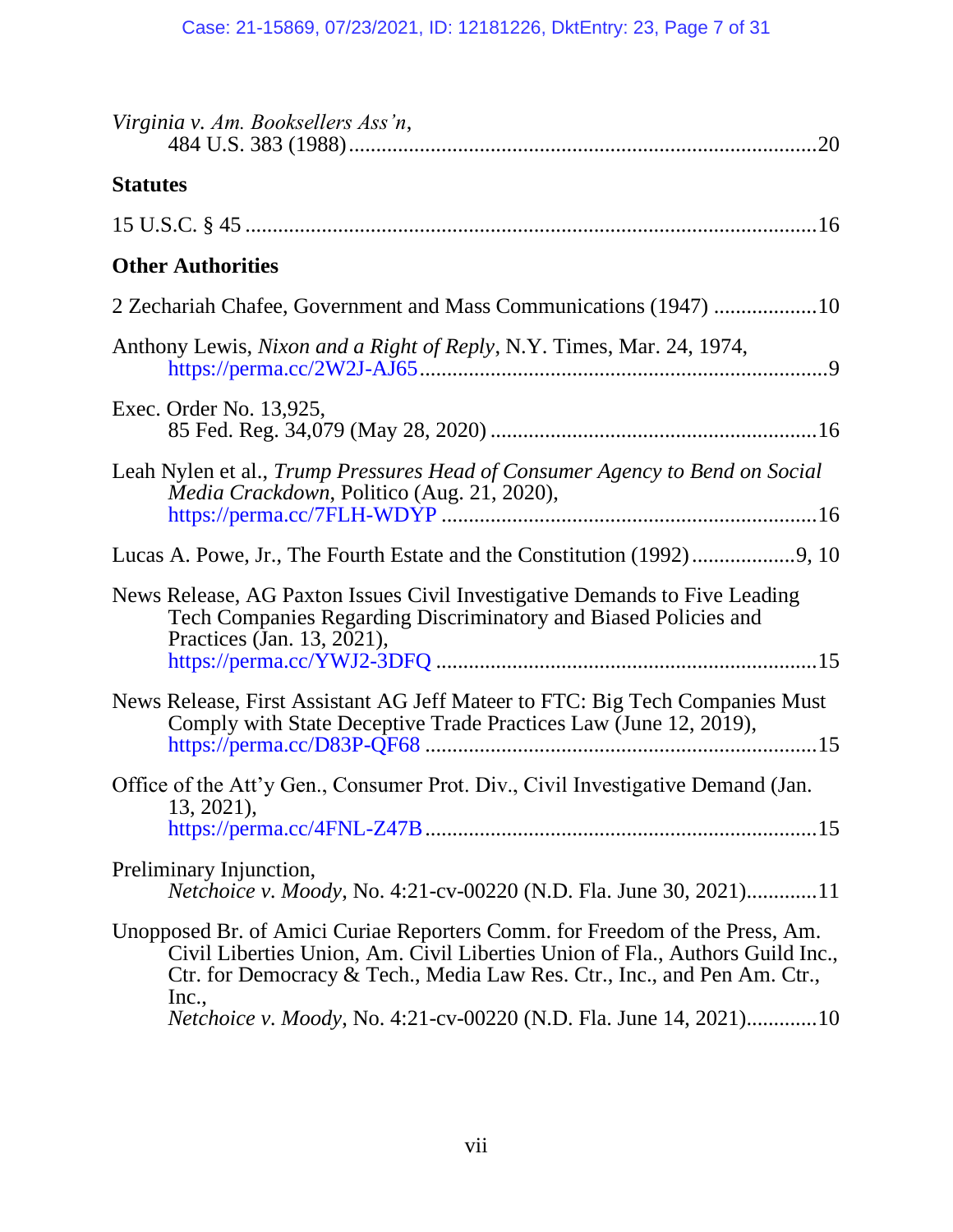*Virginia v. Am. Booksellers Ass'n*,
484 U.S. 383 (1988)....................................................................................20

**Statutes**

15 U.S.C. § 45 .........................................................................................................16

**Other Authorities**

2 Zechariah Chafee, Government and Mass Communications (1947) ...................10

Anthony Lewis, *Nixon and a Right of Reply*, N.Y. Times, Mar. 24, 1974,
https://perma.cc/2W2J-AJ65..........................................................................9

Exec. Order No. 13,925,
85 Fed. Reg. 34,079 (May 28, 2020) ...........................................................16

Leah Nylen et al., *Trump Pressures Head of Consumer Agency to Bend on Social Media Crackdown*, Politico (Aug. 21, 2020),
https://perma.cc/7FLH-WDYP ....................................................................16

Lucas A. Powe, Jr., The Fourth Estate and the Constitution (1992)...................9, 10

News Release, AG Paxton Issues Civil Investigative Demands to Five Leading Tech Companies Regarding Discriminatory and Biased Policies and Practices (Jan. 13, 2021),
https://perma.cc/YWJ2-3DFQ .....................................................................15

News Release, First Assistant AG Jeff Mateer to FTC: Big Tech Companies Must Comply with State Deceptive Trade Practices Law (June 12, 2019),
https://perma.cc/D83P-QF68 .......................................................................15

Office of the Att'y Gen., Consumer Prot. Div., Civil Investigative Demand (Jan. 13, 2021),
https://perma.cc/4FNL-Z47B.......................................................................15

Preliminary Injunction,
*Netchoice v. Moody*, No. 4:21-cv-00220 (N.D. Fla. June 30, 2021).............11

Unopposed Br. of Amici Curiae Reporters Comm. for Freedom of the Press, Am. Civil Liberties Union, Am. Civil Liberties Union of Fla., Authors Guild Inc., Ctr. for Democracy & Tech., Media Law Res. Ctr., Inc., and Pen Am. Ctr., Inc.,
*Netchoice v. Moody*, No. 4:21-cv-00220 (N.D. Fla. June 14, 2021).............10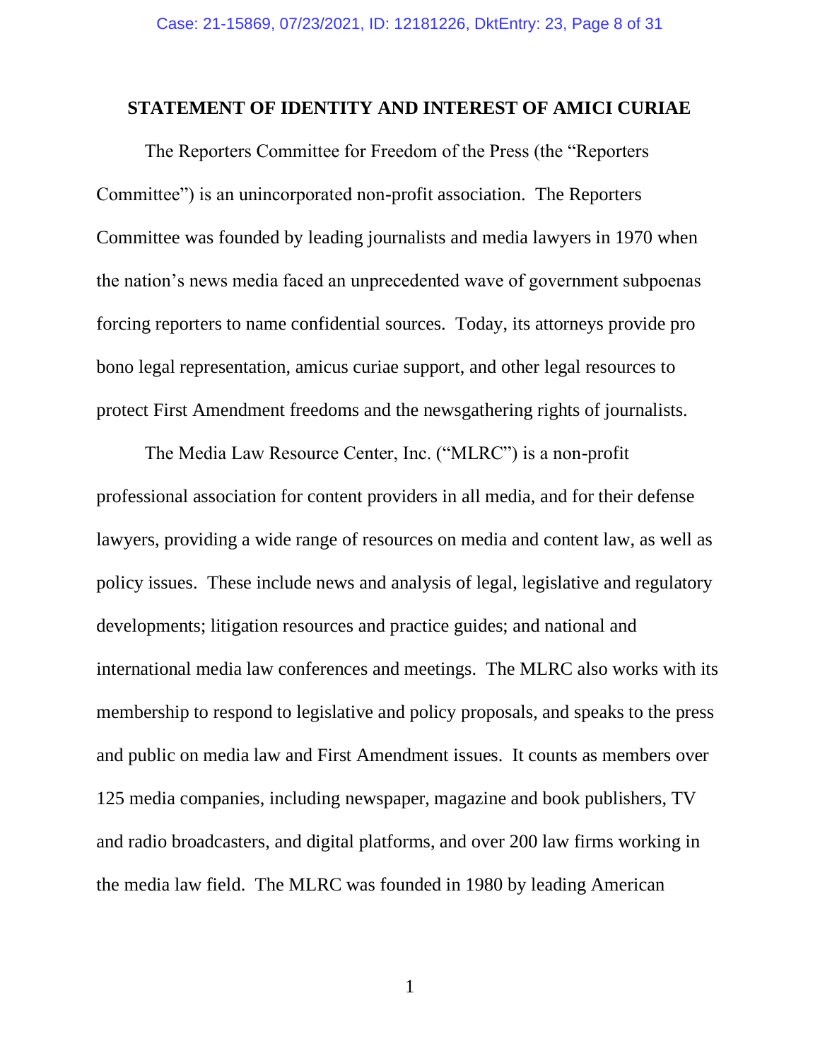## STATEMENT OF IDENTITY AND INTEREST OF AMICI CURIAE

The Reporters Committee for Freedom of the Press (the "Reporters Committee") is an unincorporated non-profit association. The Reporters Committee was founded by leading journalists and media lawyers in 1970 when the nation's news media faced an unprecedented wave of government subpoenas forcing reporters to name confidential sources. Today, its attorneys provide pro bono legal representation, amicus curiae support, and other legal resources to protect First Amendment freedoms and the newsgathering rights of journalists.

The Media Law Resource Center, Inc. ("MLRC") is a non-profit professional association for content providers in all media, and for their defense lawyers, providing a wide range of resources on media and content law, as well as policy issues. These include news and analysis of legal, legislative and regulatory developments; litigation resources and practice guides; and national and international media law conferences and meetings. The MLRC also works with its membership to respond to legislative and policy proposals, and speaks to the press and public on media law and First Amendment issues. It counts as members over 125 media companies, including newspaper, magazine and book publishers, TV and radio broadcasters, and digital platforms, and over 200 law firms working in the media law field. The MLRC was founded in 1980 by leading American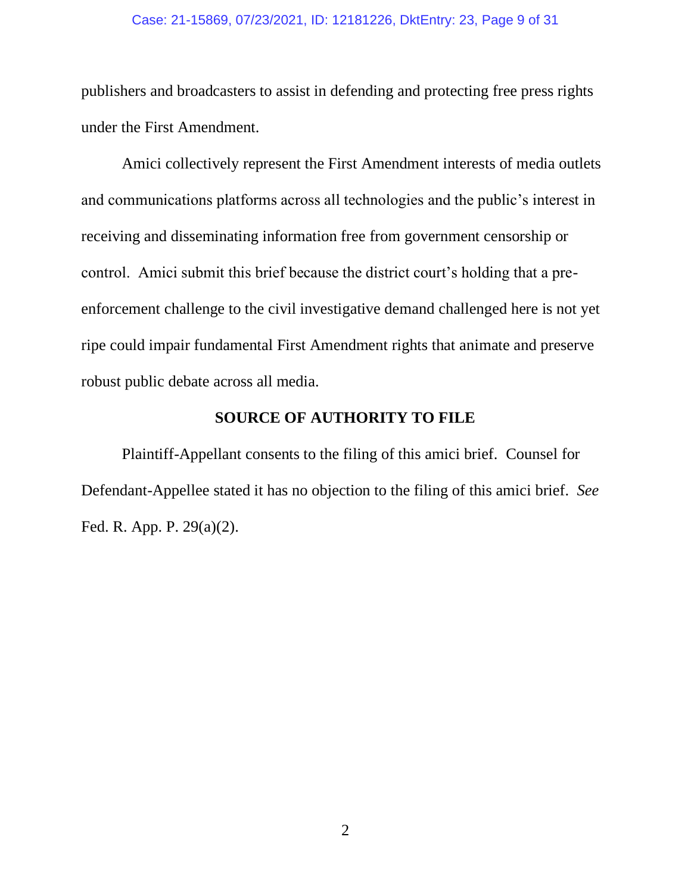publishers and broadcasters to assist in defending and protecting free press rights under the First Amendment.

Amici collectively represent the First Amendment interests of media outlets and communications platforms across all technologies and the public's interest in receiving and disseminating information free from government censorship or control. Amici submit this brief because the district court's holding that a pre-enforcement challenge to the civil investigative demand challenged here is not yet ripe could impair fundamental First Amendment rights that animate and preserve robust public debate across all media.

## SOURCE OF AUTHORITY TO FILE

Plaintiff-Appellant consents to the filing of this amici brief. Counsel for Defendant-Appellee stated it has no objection to the filing of this amici brief. *See* Fed. R. App. P. 29(a)(2).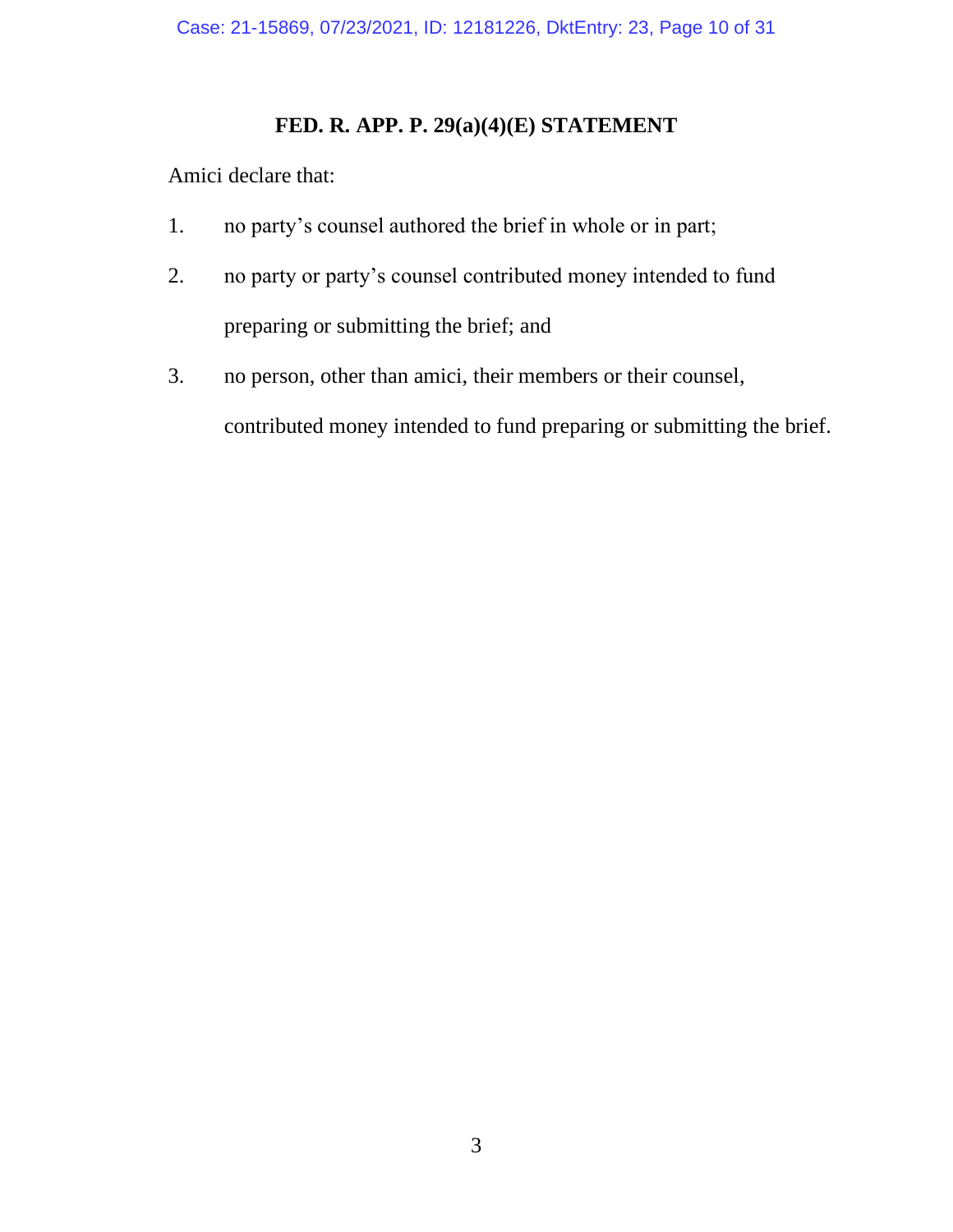## FED. R. APP. P. 29(a)(4)(E) STATEMENT

Amici declare that:

1. no party's counsel authored the brief in whole or in part;
2. no party or party's counsel contributed money intended to fund preparing or submitting the brief; and
3. no person, other than amici, their members or their counsel, contributed money intended to fund preparing or submitting the brief.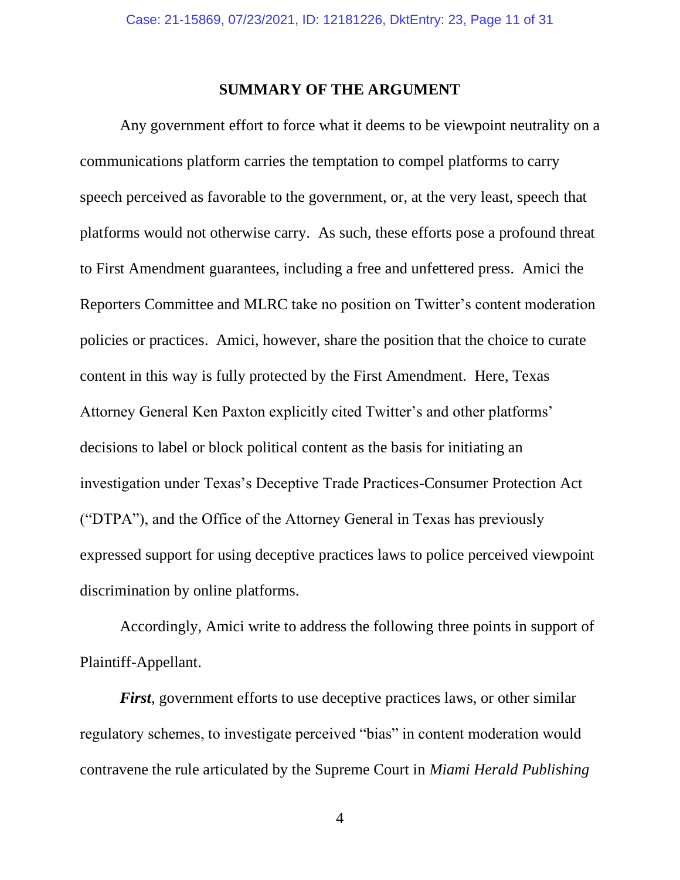## SUMMARY OF THE ARGUMENT

Any government effort to force what it deems to be viewpoint neutrality on a communications platform carries the temptation to compel platforms to carry speech perceived as favorable to the government, or, at the very least, speech that platforms would not otherwise carry. As such, these efforts pose a profound threat to First Amendment guarantees, including a free and unfettered press. Amici the Reporters Committee and MLRC take no position on Twitter's content moderation policies or practices. Amici, however, share the position that the choice to curate content in this way is fully protected by the First Amendment. Here, Texas Attorney General Ken Paxton explicitly cited Twitter's and other platforms' decisions to label or block political content as the basis for initiating an investigation under Texas's Deceptive Trade Practices-Consumer Protection Act ("DTPA"), and the Office of the Attorney General in Texas has previously expressed support for using deceptive practices laws to police perceived viewpoint discrimination by online platforms.

Accordingly, Amici write to address the following three points in support of Plaintiff-Appellant.

***First***, government efforts to use deceptive practices laws, or other similar regulatory schemes, to investigate perceived "bias" in content moderation would contravene the rule articulated by the Supreme Court in *Miami Herald Publishing*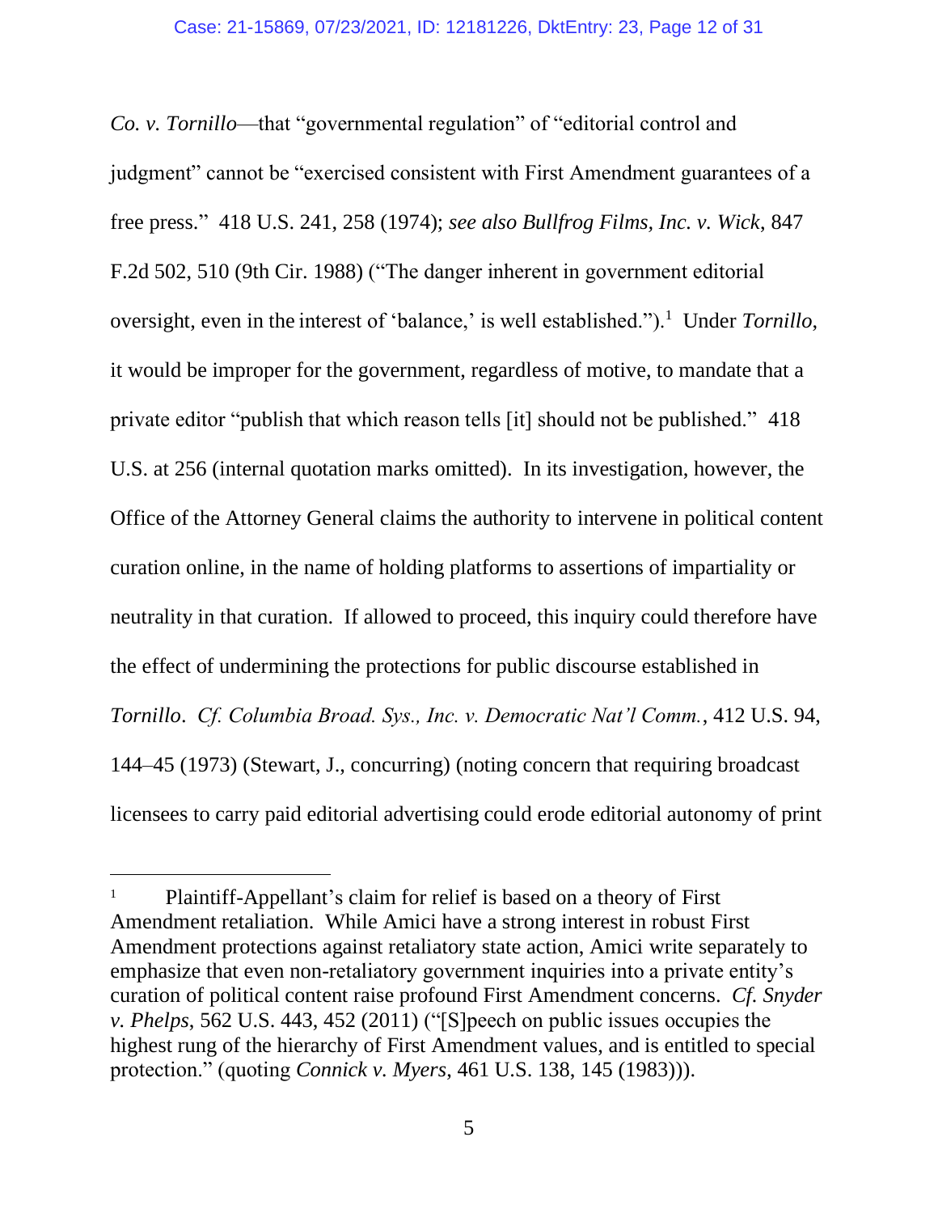*Co. v. Tornillo*—that "governmental regulation" of "editorial control and judgment" cannot be "exercised consistent with First Amendment guarantees of a free press." 418 U.S. 241, 258 (1974); *see also Bullfrog Films, Inc. v. Wick*, 847 F.2d 502, 510 (9th Cir. 1988) ("The danger inherent in government editorial oversight, even in the interest of 'balance,' is well established.").[1] Under *Tornillo*, it would be improper for the government, regardless of motive, to mandate that a private editor "publish that which reason tells [it] should not be published." 418 U.S. at 256 (internal quotation marks omitted). In its investigation, however, the Office of the Attorney General claims the authority to intervene in political content curation online, in the name of holding platforms to assertions of impartiality or neutrality in that curation. If allowed to proceed, this inquiry could therefore have the effect of undermining the protections for public discourse established in *Tornillo*. *Cf. Columbia Broad. Sys., Inc. v. Democratic Nat'l Comm.*, 412 U.S. 94, 144–45 (1973) (Stewart, J., concurring) (noting concern that requiring broadcast licensees to carry paid editorial advertising could erode editorial autonomy of print

---

[1] Plaintiff-Appellant's claim for relief is based on a theory of First Amendment retaliation. While Amici have a strong interest in robust First Amendment protections against retaliatory state action, Amici write separately to emphasize that even non-retaliatory government inquiries into a private entity's curation of political content raise profound First Amendment concerns. *Cf. Snyder v. Phelps*, 562 U.S. 443, 452 (2011) ("[S]peech on public issues occupies the highest rung of the hierarchy of First Amendment values, and is entitled to special protection." (quoting *Connick v. Myers*, 461 U.S. 138, 145 (1983))).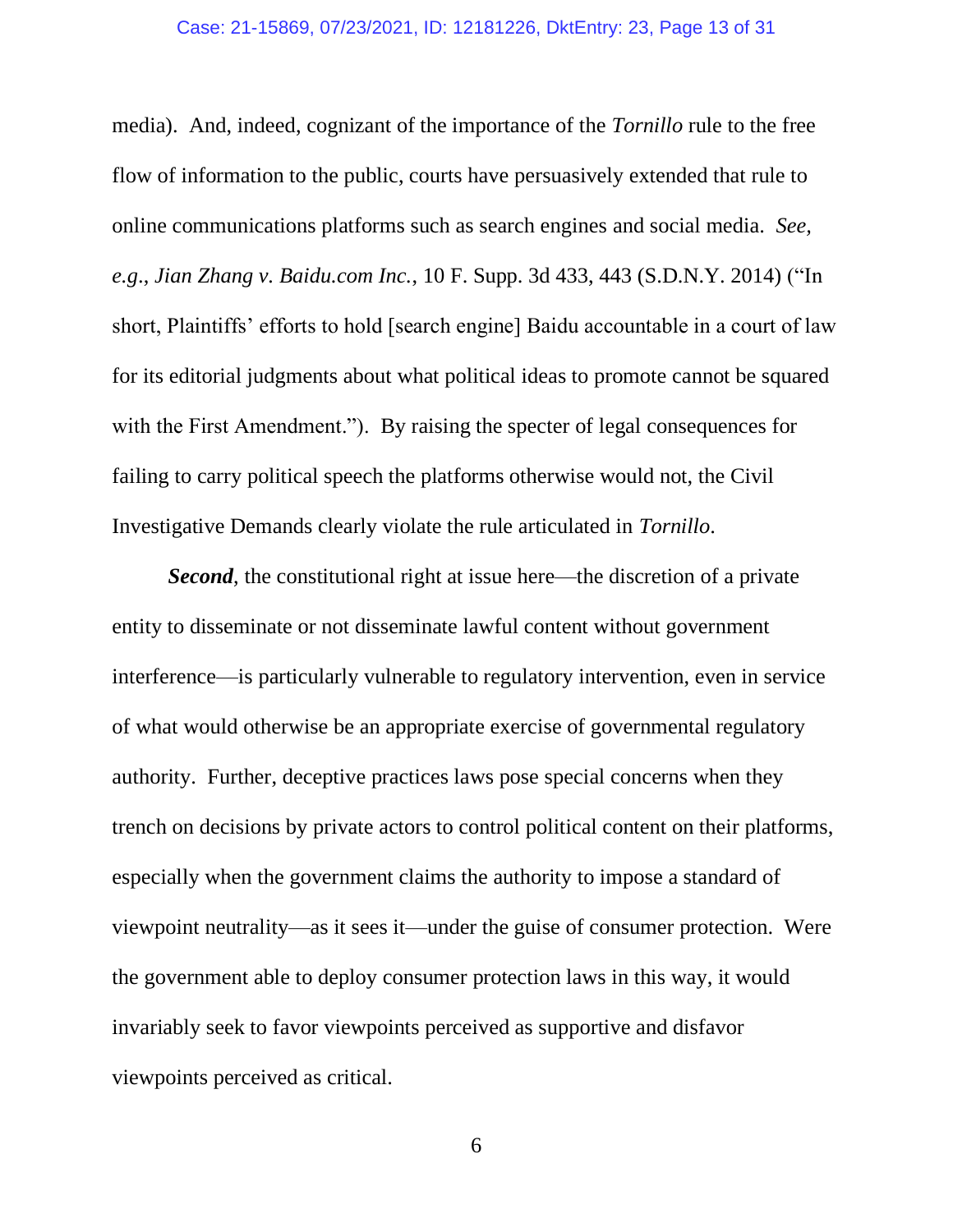media). And, indeed, cognizant of the importance of the *Tornillo* rule to the free flow of information to the public, courts have persuasively extended that rule to online communications platforms such as search engines and social media. *See, e.g.*, *Jian Zhang v. Baidu.com Inc.*, 10 F. Supp. 3d 433, 443 (S.D.N.Y. 2014) ("In short, Plaintiffs' efforts to hold [search engine] Baidu accountable in a court of law for its editorial judgments about what political ideas to promote cannot be squared with the First Amendment."). By raising the specter of legal consequences for failing to carry political speech the platforms otherwise would not, the Civil Investigative Demands clearly violate the rule articulated in *Tornillo*.

***Second***, the constitutional right at issue here—the discretion of a private entity to disseminate or not disseminate lawful content without government interference—is particularly vulnerable to regulatory intervention, even in service of what would otherwise be an appropriate exercise of governmental regulatory authority. Further, deceptive practices laws pose special concerns when they trench on decisions by private actors to control political content on their platforms, especially when the government claims the authority to impose a standard of viewpoint neutrality—as it sees it—under the guise of consumer protection. Were the government able to deploy consumer protection laws in this way, it would invariably seek to favor viewpoints perceived as supportive and disfavor viewpoints perceived as critical.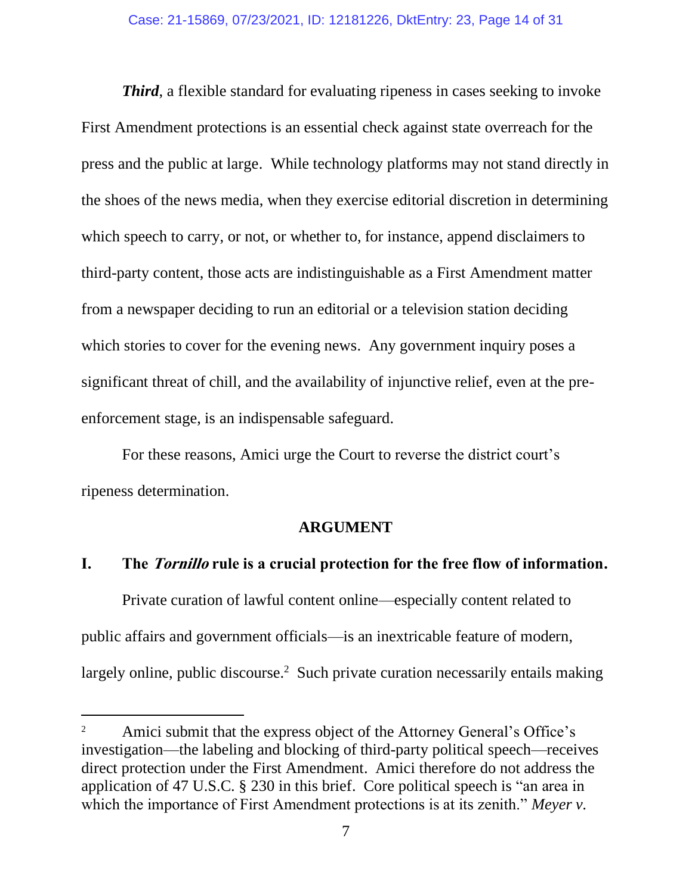***Third***, a flexible standard for evaluating ripeness in cases seeking to invoke First Amendment protections is an essential check against state overreach for the press and the public at large. While technology platforms may not stand directly in the shoes of the news media, when they exercise editorial discretion in determining which speech to carry, or not, or whether to, for instance, append disclaimers to third-party content, those acts are indistinguishable as a First Amendment matter from a newspaper deciding to run an editorial or a television station deciding which stories to cover for the evening news. Any government inquiry poses a significant threat of chill, and the availability of injunctive relief, even at the pre-enforcement stage, is an indispensable safeguard.

For these reasons, Amici urge the Court to reverse the district court's ripeness determination.

## ARGUMENT

### I. The *Tornillo* rule is a crucial protection for the free flow of information.

Private curation of lawful content online—especially content related to public affairs and government officials—is an inextricable feature of modern, largely online, public discourse.[2] Such private curation necessarily entails making

---

[2] Amici submit that the express object of the Attorney General's Office's investigation—the labeling and blocking of third-party political speech—receives direct protection under the First Amendment. Amici therefore do not address the application of 47 U.S.C. § 230 in this brief. Core political speech is "an area in which the importance of First Amendment protections is at its zenith." *Meyer v.*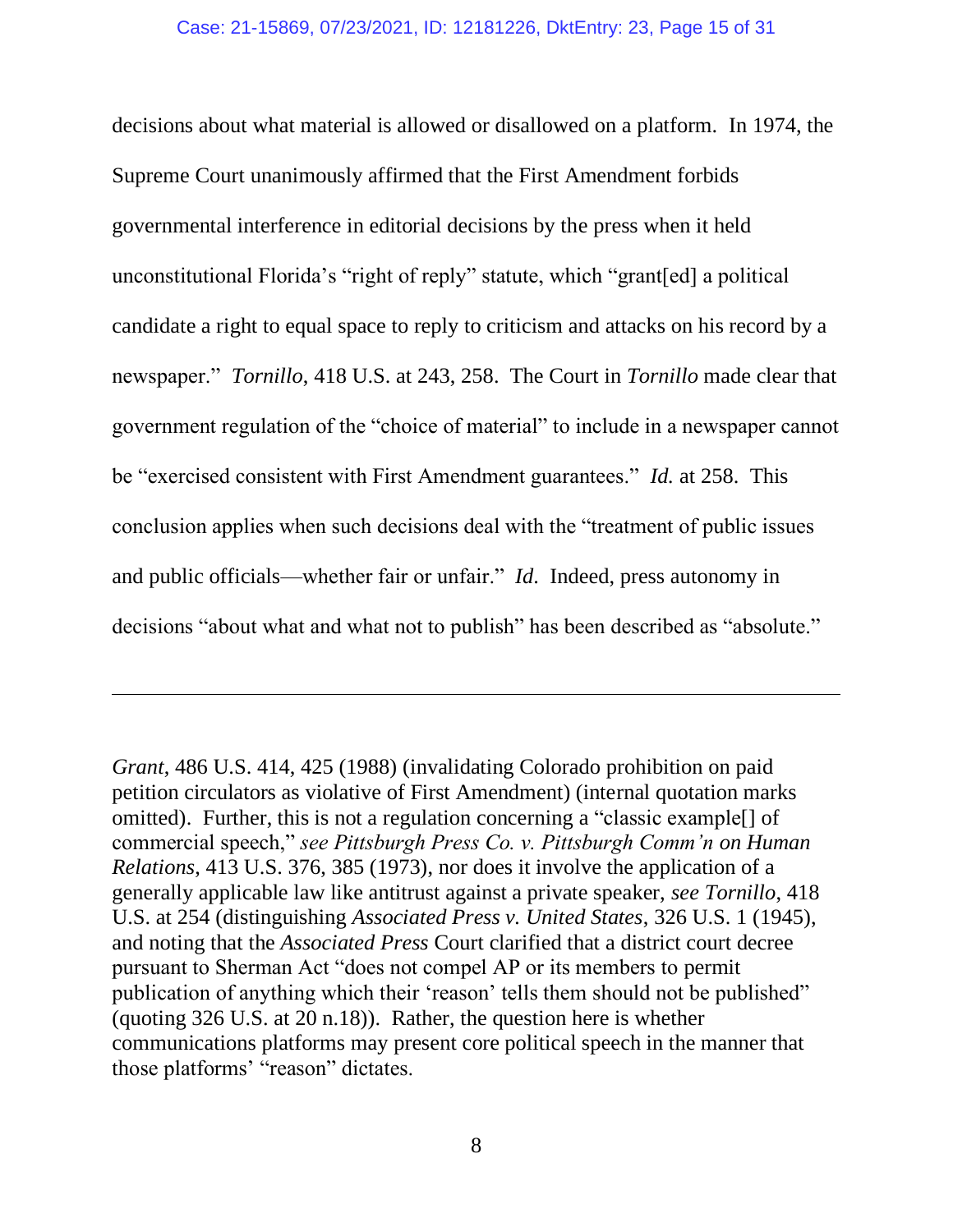decisions about what material is allowed or disallowed on a platform. In 1974, the Supreme Court unanimously affirmed that the First Amendment forbids governmental interference in editorial decisions by the press when it held unconstitutional Florida's "right of reply" statute, which "grant[ed] a political candidate a right to equal space to reply to criticism and attacks on his record by a newspaper." *Tornillo*, 418 U.S. at 243, 258. The Court in *Tornillo* made clear that government regulation of the "choice of material" to include in a newspaper cannot be "exercised consistent with First Amendment guarantees." *Id.* at 258. This conclusion applies when such decisions deal with the "treatment of public issues and public officials—whether fair or unfair." *Id*. Indeed, press autonomy in decisions "about what and what not to publish" has been described as "absolute."

---

*Grant*, 486 U.S. 414, 425 (1988) (invalidating Colorado prohibition on paid petition circulators as violative of First Amendment) (internal quotation marks omitted). Further, this is not a regulation concerning a "classic example[] of commercial speech," *see Pittsburgh Press Co. v. Pittsburgh Comm'n on Human Relations*, 413 U.S. 376, 385 (1973), nor does it involve the application of a generally applicable law like antitrust against a private speaker, *see Tornillo*, 418 U.S. at 254 (distinguishing *Associated Press v. United States*, 326 U.S. 1 (1945), and noting that the *Associated Press* Court clarified that a district court decree pursuant to Sherman Act "does not compel AP or its members to permit publication of anything which their 'reason' tells them should not be published" (quoting 326 U.S. at 20 n.18)). Rather, the question here is whether communications platforms may present core political speech in the manner that those platforms' "reason" dictates.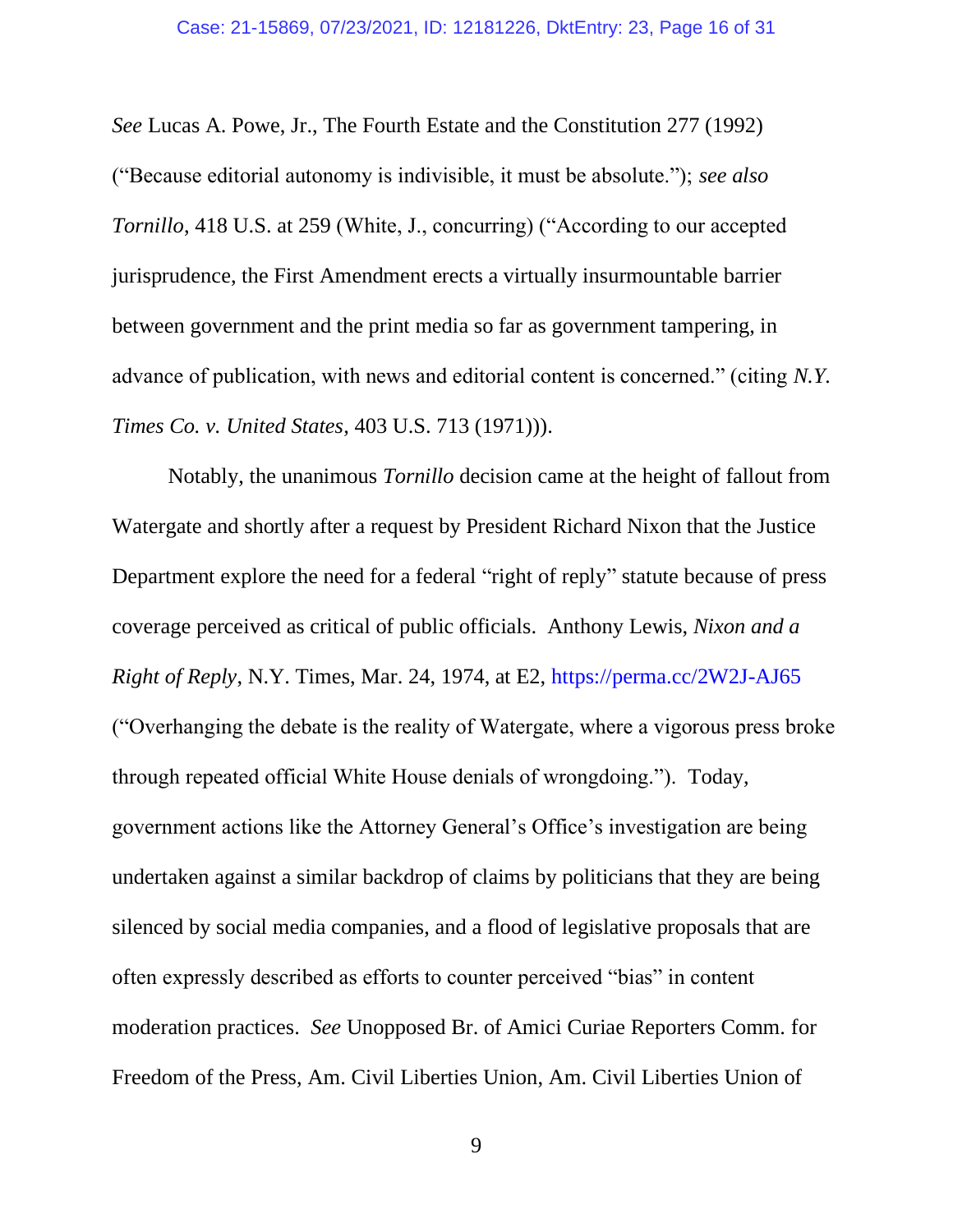*See* Lucas A. Powe, Jr., The Fourth Estate and the Constitution 277 (1992) ("Because editorial autonomy is indivisible, it must be absolute."); *see also* *Tornillo*, 418 U.S. at 259 (White, J., concurring) ("According to our accepted jurisprudence, the First Amendment erects a virtually insurmountable barrier between government and the print media so far as government tampering, in advance of publication, with news and editorial content is concerned." (citing *N.Y. Times Co. v. United States*, 403 U.S. 713 (1971))).

Notably, the unanimous *Tornillo* decision came at the height of fallout from Watergate and shortly after a request by President Richard Nixon that the Justice Department explore the need for a federal "right of reply" statute because of press coverage perceived as critical of public officials. Anthony Lewis, *Nixon and a Right of Reply*, N.Y. Times, Mar. 24, 1974, at E2, https://perma.cc/2W2J-AJ65 ("Overhanging the debate is the reality of Watergate, where a vigorous press broke through repeated official White House denials of wrongdoing."). Today, government actions like the Attorney General's Office's investigation are being undertaken against a similar backdrop of claims by politicians that they are being silenced by social media companies, and a flood of legislative proposals that are often expressly described as efforts to counter perceived "bias" in content moderation practices. *See* Unopposed Br. of Amici Curiae Reporters Comm. for Freedom of the Press, Am. Civil Liberties Union, Am. Civil Liberties Union of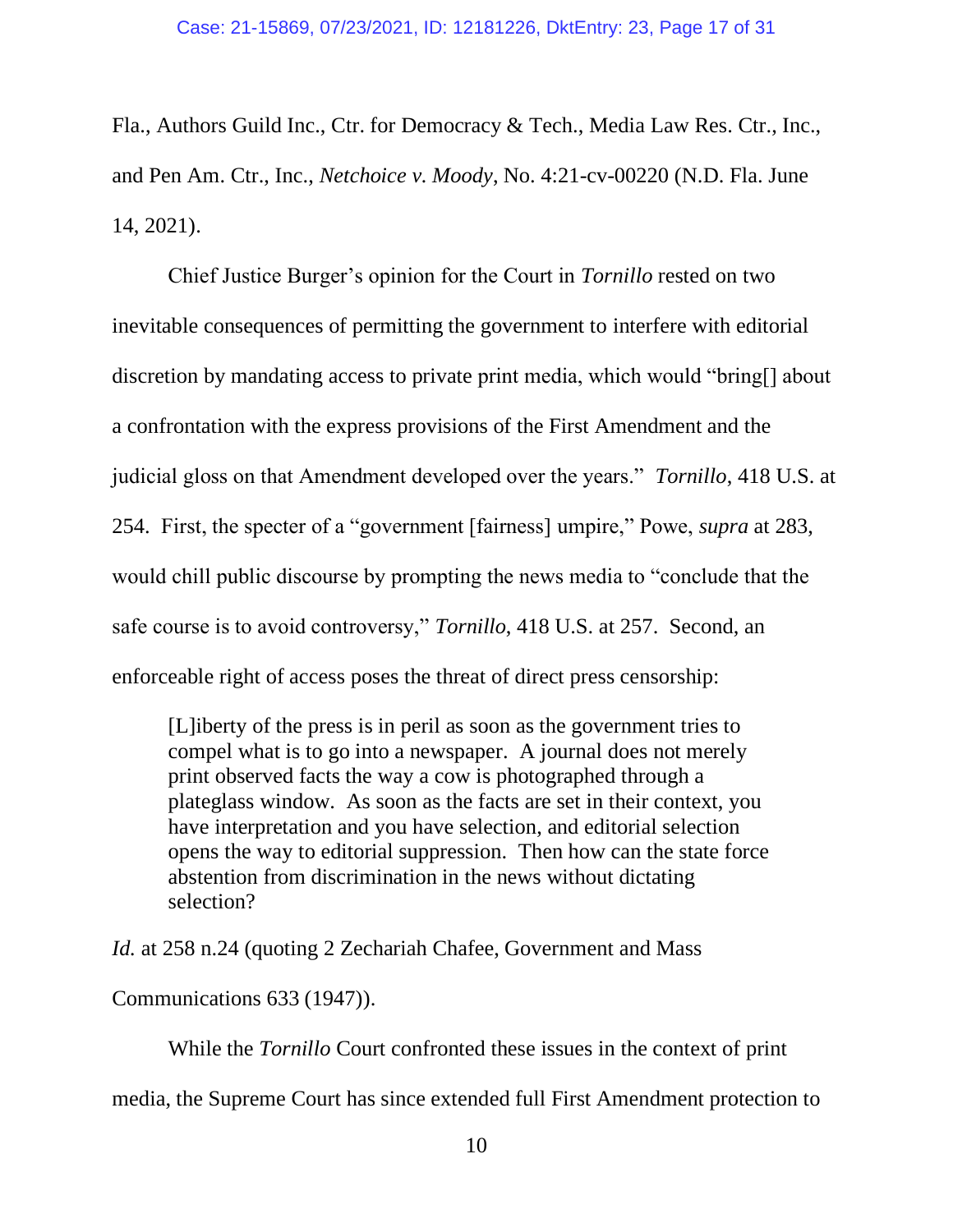Fla., Authors Guild Inc., Ctr. for Democracy & Tech., Media Law Res. Ctr., Inc., and Pen Am. Ctr., Inc., *Netchoice v. Moody*, No. 4:21-cv-00220 (N.D. Fla. June 14, 2021).

Chief Justice Burger's opinion for the Court in *Tornillo* rested on two inevitable consequences of permitting the government to interfere with editorial discretion by mandating access to private print media, which would "bring[] about a confrontation with the express provisions of the First Amendment and the judicial gloss on that Amendment developed over the years." *Tornillo*, 418 U.S. at 254. First, the specter of a "government [fairness] umpire," Powe, *supra* at 283, would chill public discourse by prompting the news media to "conclude that the safe course is to avoid controversy," *Tornillo*, 418 U.S. at 257. Second, an enforceable right of access poses the threat of direct press censorship:

> [L]iberty of the press is in peril as soon as the government tries to compel what is to go into a newspaper. A journal does not merely print observed facts the way a cow is photographed through a plateglass window. As soon as the facts are set in their context, you have interpretation and you have selection, and editorial selection opens the way to editorial suppression. Then how can the state force abstention from discrimination in the news without dictating selection?

*Id.* at 258 n.24 (quoting 2 Zechariah Chafee, Government and Mass Communications 633 (1947)).

While the *Tornillo* Court confronted these issues in the context of print media, the Supreme Court has since extended full First Amendment protection to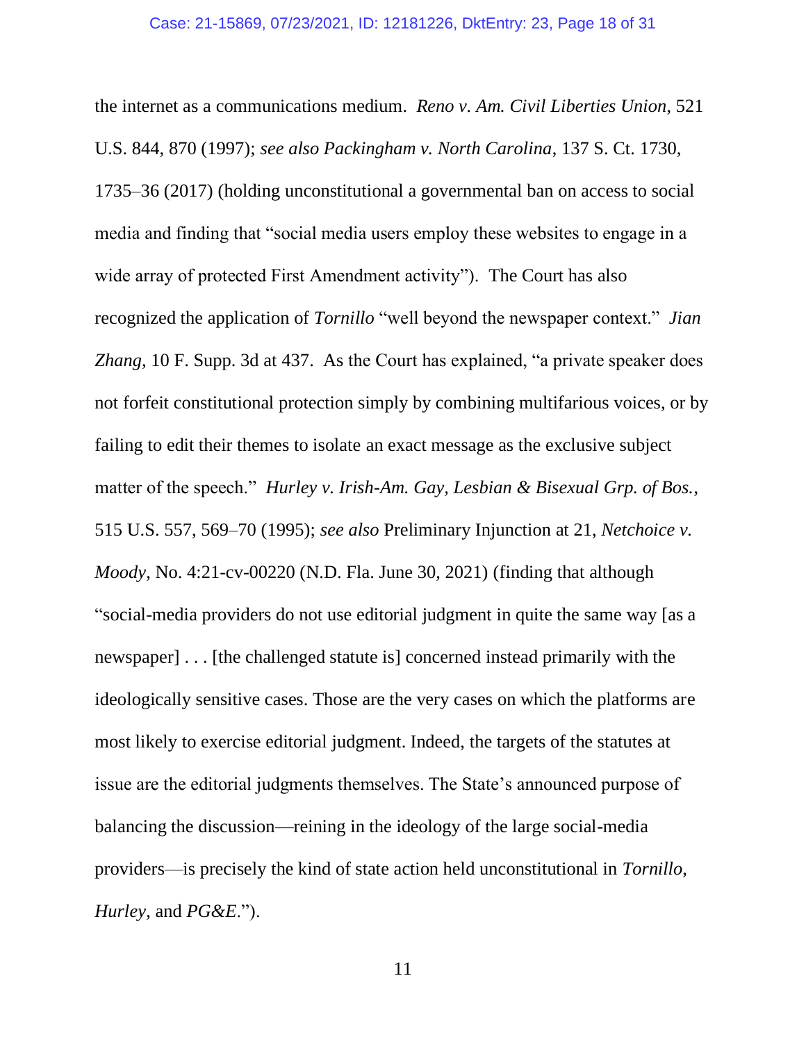the internet as a communications medium. *Reno v. Am. Civil Liberties Union*, 521 U.S. 844, 870 (1997); *see also Packingham v. North Carolina*, 137 S. Ct. 1730, 1735–36 (2017) (holding unconstitutional a governmental ban on access to social media and finding that "social media users employ these websites to engage in a wide array of protected First Amendment activity"). The Court has also recognized the application of *Tornillo* "well beyond the newspaper context." *Jian Zhang*, 10 F. Supp. 3d at 437. As the Court has explained, "a private speaker does not forfeit constitutional protection simply by combining multifarious voices, or by failing to edit their themes to isolate an exact message as the exclusive subject matter of the speech." *Hurley v. Irish-Am. Gay, Lesbian & Bisexual Grp. of Bos.*, 515 U.S. 557, 569–70 (1995); *see also* Preliminary Injunction at 21, *Netchoice v. Moody*, No. 4:21-cv-00220 (N.D. Fla. June 30, 2021) (finding that although "social-media providers do not use editorial judgment in quite the same way [as a newspaper] . . . [the challenged statute is] concerned instead primarily with the ideologically sensitive cases. Those are the very cases on which the platforms are most likely to exercise editorial judgment. Indeed, the targets of the statutes at issue are the editorial judgments themselves. The State's announced purpose of balancing the discussion—reining in the ideology of the large social-media providers—is precisely the kind of state action held unconstitutional in *Tornillo*, *Hurley*, and *PG&E*.").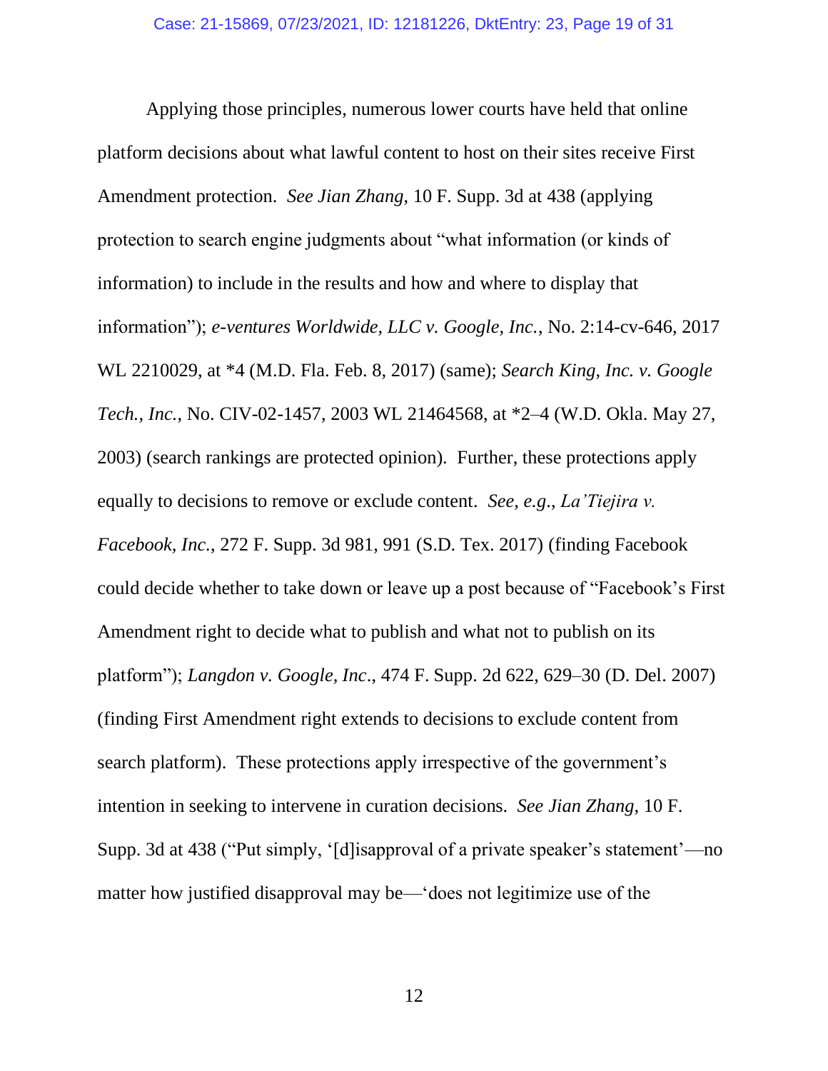Applying those principles, numerous lower courts have held that online platform decisions about what lawful content to host on their sites receive First Amendment protection. *See Jian Zhang*, 10 F. Supp. 3d at 438 (applying protection to search engine judgments about "what information (or kinds of information) to include in the results and how and where to display that information"); *e-ventures Worldwide, LLC v. Google, Inc.*, No. 2:14-cv-646, 2017 WL 2210029, at *4 (M.D. Fla. Feb. 8, 2017) (same); *Search King, Inc. v. Google Tech., Inc.*, No. CIV-02-1457, 2003 WL 21464568, at *2–4 (W.D. Okla. May 27, 2003) (search rankings are protected opinion). Further, these protections apply equally to decisions to remove or exclude content. *See, e.g.*, *La'Tiejira v. Facebook, Inc.*, 272 F. Supp. 3d 981, 991 (S.D. Tex. 2017) (finding Facebook could decide whether to take down or leave up a post because of "Facebook's First Amendment right to decide what to publish and what not to publish on its platform"); *Langdon v. Google, Inc*., 474 F. Supp. 2d 622, 629–30 (D. Del. 2007) (finding First Amendment right extends to decisions to exclude content from search platform). These protections apply irrespective of the government's intention in seeking to intervene in curation decisions. *See Jian Zhang*, 10 F. Supp. 3d at 438 ("Put simply, '[d]isapproval of a private speaker's statement'—no matter how justified disapproval may be—'does not legitimize use of the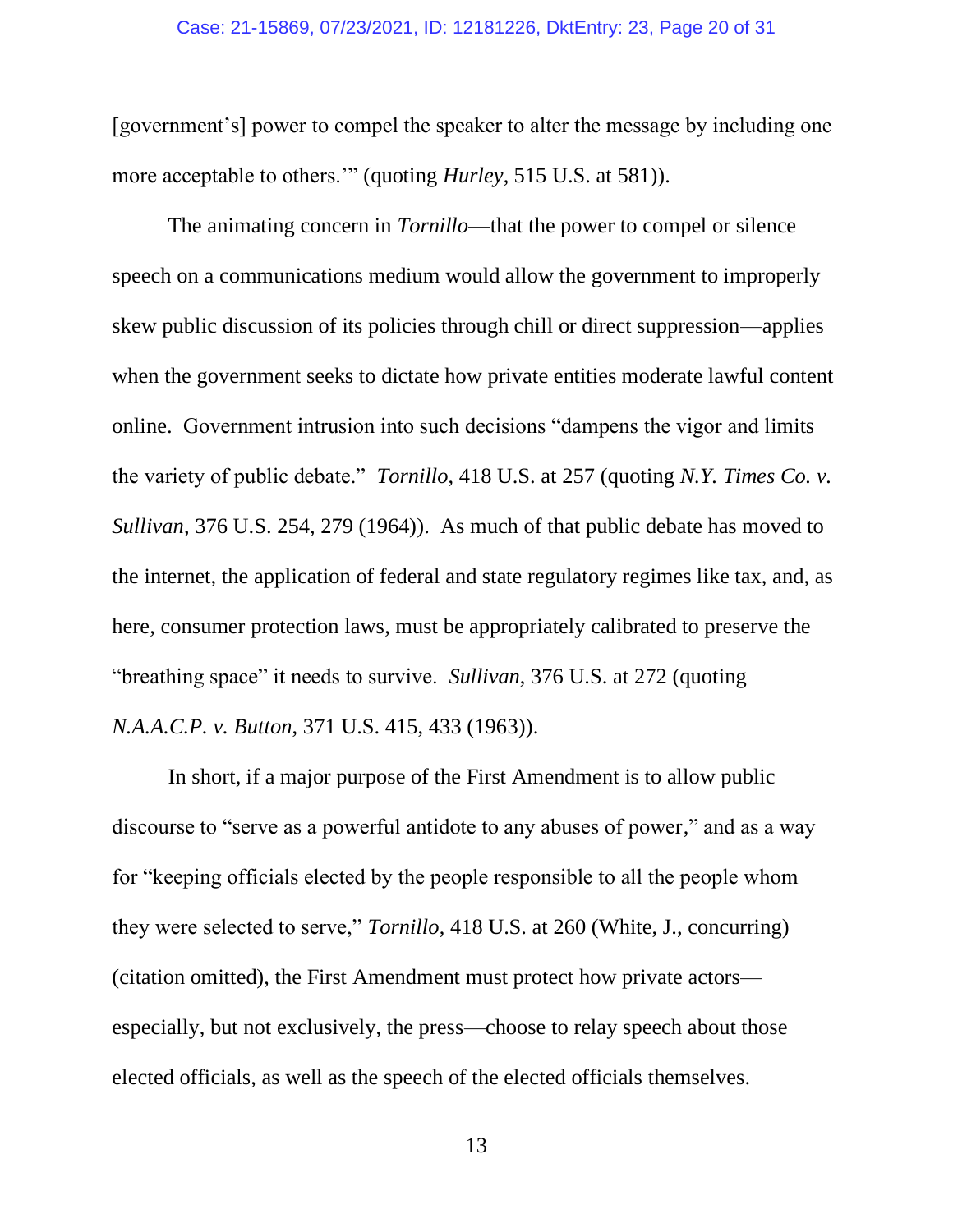[government's] power to compel the speaker to alter the message by including one more acceptable to others.'" (quoting *Hurley*, 515 U.S. at 581)).

The animating concern in *Tornillo*—that the power to compel or silence speech on a communications medium would allow the government to improperly skew public discussion of its policies through chill or direct suppression—applies when the government seeks to dictate how private entities moderate lawful content online. Government intrusion into such decisions "dampens the vigor and limits the variety of public debate." *Tornillo*, 418 U.S. at 257 (quoting *N.Y. Times Co. v. Sullivan*, 376 U.S. 254, 279 (1964)). As much of that public debate has moved to the internet, the application of federal and state regulatory regimes like tax, and, as here, consumer protection laws, must be appropriately calibrated to preserve the "breathing space" it needs to survive. *Sullivan*, 376 U.S. at 272 (quoting *N.A.A.C.P. v. Button*, 371 U.S. 415, 433 (1963)).

In short, if a major purpose of the First Amendment is to allow public discourse to "serve as a powerful antidote to any abuses of power," and as a way for "keeping officials elected by the people responsible to all the people whom they were selected to serve," *Tornillo*, 418 U.S. at 260 (White, J., concurring) (citation omitted), the First Amendment must protect how private actors—especially, but not exclusively, the press—choose to relay speech about those elected officials, as well as the speech of the elected officials themselves.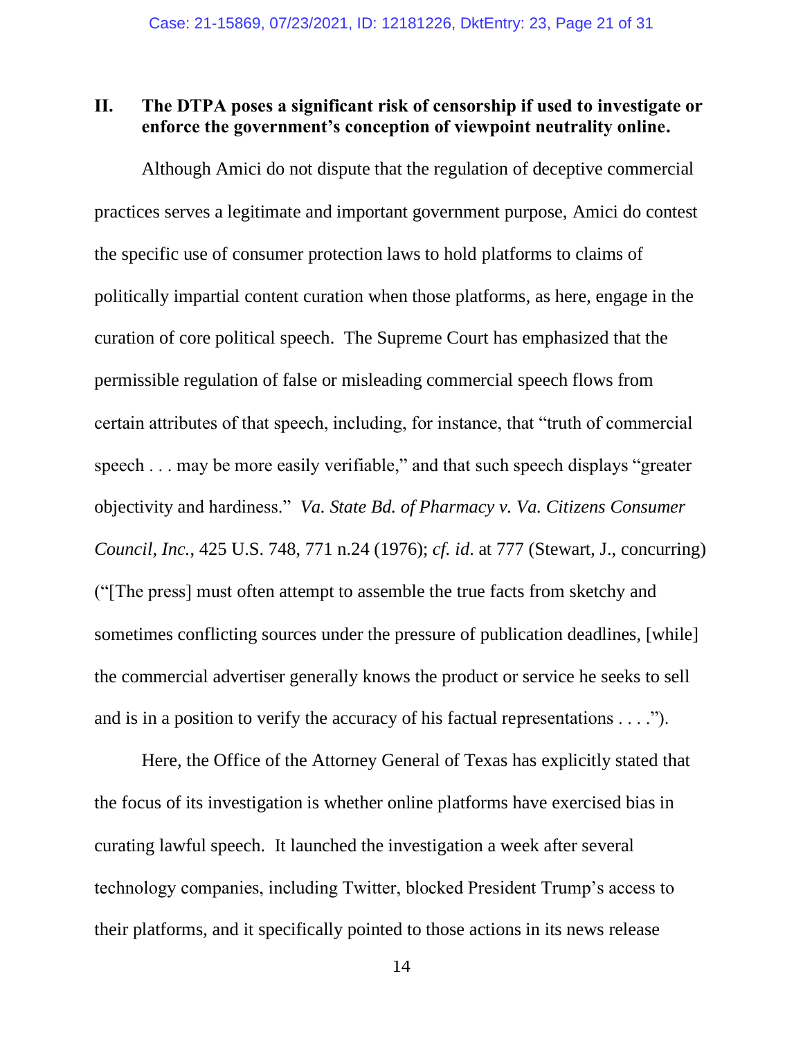## II. The DTPA poses a significant risk of censorship if used to investigate or enforce the government's conception of viewpoint neutrality online.

Although Amici do not dispute that the regulation of deceptive commercial practices serves a legitimate and important government purpose, Amici do contest the specific use of consumer protection laws to hold platforms to claims of politically impartial content curation when those platforms, as here, engage in the curation of core political speech. The Supreme Court has emphasized that the permissible regulation of false or misleading commercial speech flows from certain attributes of that speech, including, for instance, that "truth of commercial speech . . . may be more easily verifiable," and that such speech displays "greater objectivity and hardiness." *Va. State Bd. of Pharmacy v. Va. Citizens Consumer Council, Inc.*, 425 U.S. 748, 771 n.24 (1976); *cf. id*. at 777 (Stewart, J., concurring) ("[The press] must often attempt to assemble the true facts from sketchy and sometimes conflicting sources under the pressure of publication deadlines, [while] the commercial advertiser generally knows the product or service he seeks to sell and is in a position to verify the accuracy of his factual representations . . . .").

Here, the Office of the Attorney General of Texas has explicitly stated that the focus of its investigation is whether online platforms have exercised bias in curating lawful speech. It launched the investigation a week after several technology companies, including Twitter, blocked President Trump's access to their platforms, and it specifically pointed to those actions in its news release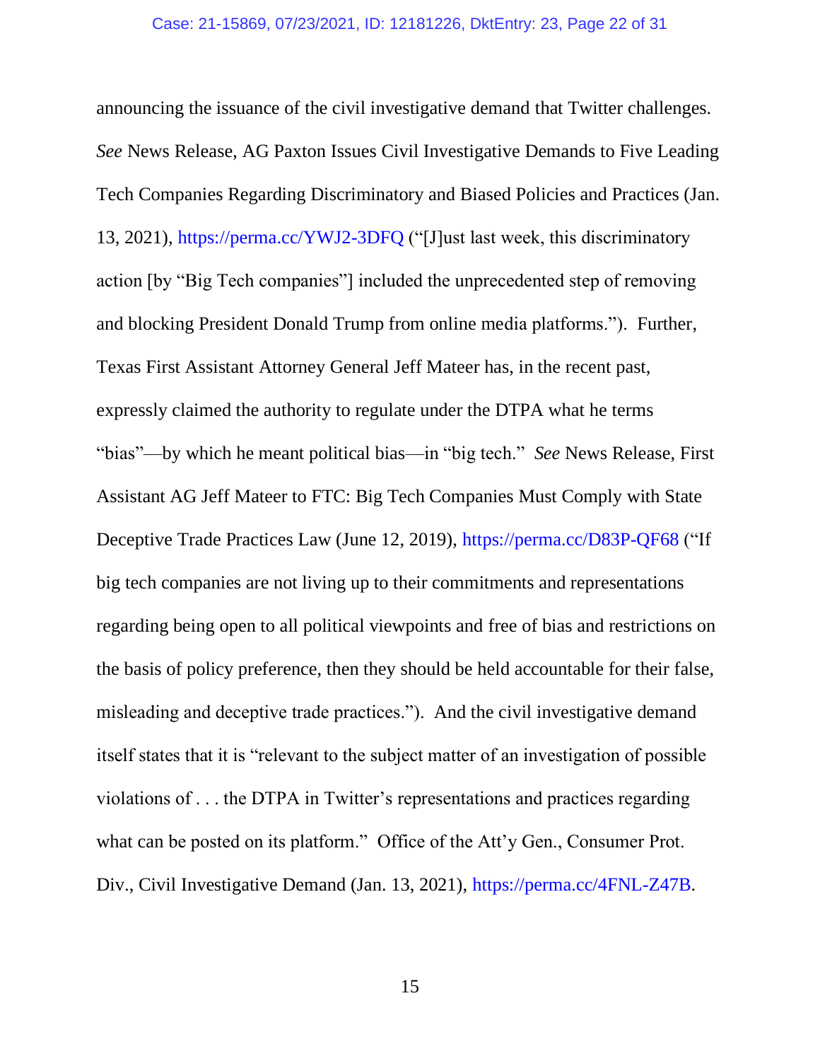announcing the issuance of the civil investigative demand that Twitter challenges. *See* News Release, AG Paxton Issues Civil Investigative Demands to Five Leading Tech Companies Regarding Discriminatory and Biased Policies and Practices (Jan. 13, 2021), https://perma.cc/YWJ2-3DFQ ("[J]ust last week, this discriminatory action [by "Big Tech companies"] included the unprecedented step of removing and blocking President Donald Trump from online media platforms."). Further, Texas First Assistant Attorney General Jeff Mateer has, in the recent past, expressly claimed the authority to regulate under the DTPA what he terms "bias"—by which he meant political bias—in "big tech." *See* News Release, First Assistant AG Jeff Mateer to FTC: Big Tech Companies Must Comply with State Deceptive Trade Practices Law (June 12, 2019), https://perma.cc/D83P-QF68 ("If big tech companies are not living up to their commitments and representations regarding being open to all political viewpoints and free of bias and restrictions on the basis of policy preference, then they should be held accountable for their false, misleading and deceptive trade practices."). And the civil investigative demand itself states that it is "relevant to the subject matter of an investigation of possible violations of . . . the DTPA in Twitter's representations and practices regarding what can be posted on its platform." Office of the Att'y Gen., Consumer Prot. Div., Civil Investigative Demand (Jan. 13, 2021), https://perma.cc/4FNL-Z47B.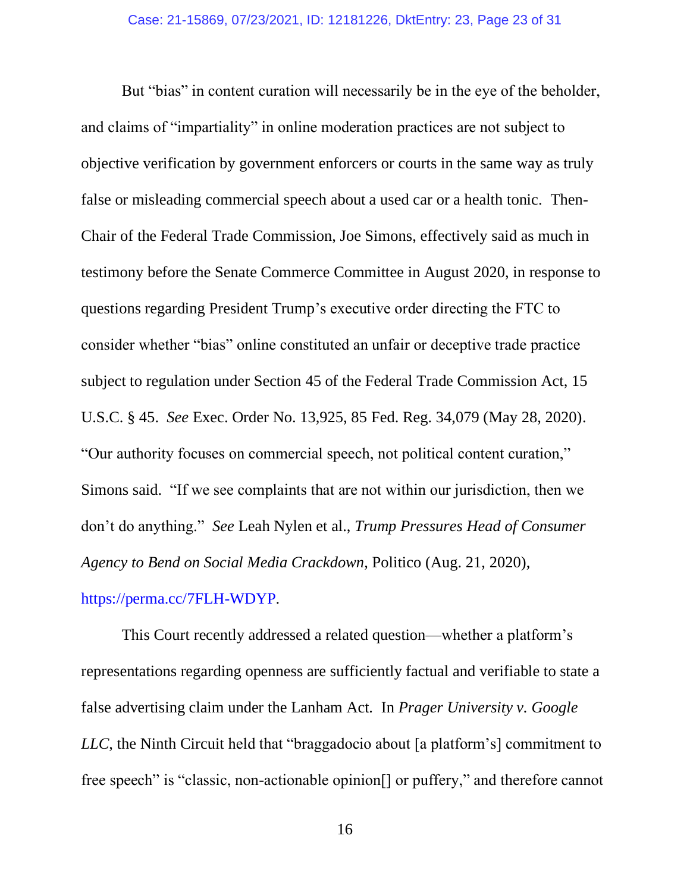But "bias" in content curation will necessarily be in the eye of the beholder, and claims of "impartiality" in online moderation practices are not subject to objective verification by government enforcers or courts in the same way as truly false or misleading commercial speech about a used car or a health tonic. Then-Chair of the Federal Trade Commission, Joe Simons, effectively said as much in testimony before the Senate Commerce Committee in August 2020, in response to questions regarding President Trump's executive order directing the FTC to consider whether "bias" online constituted an unfair or deceptive trade practice subject to regulation under Section 45 of the Federal Trade Commission Act, 15 U.S.C. § 45. *See* Exec. Order No. 13,925, 85 Fed. Reg. 34,079 (May 28, 2020). "Our authority focuses on commercial speech, not political content curation," Simons said. "If we see complaints that are not within our jurisdiction, then we don't do anything." *See* Leah Nylen et al., *Trump Pressures Head of Consumer Agency to Bend on Social Media Crackdown*, Politico (Aug. 21, 2020), https://perma.cc/7FLH-WDYP.

This Court recently addressed a related question—whether a platform's representations regarding openness are sufficiently factual and verifiable to state a false advertising claim under the Lanham Act. In *Prager University v. Google LLC*, the Ninth Circuit held that "braggadocio about [a platform's] commitment to free speech" is "classic, non-actionable opinion[] or puffery," and therefore cannot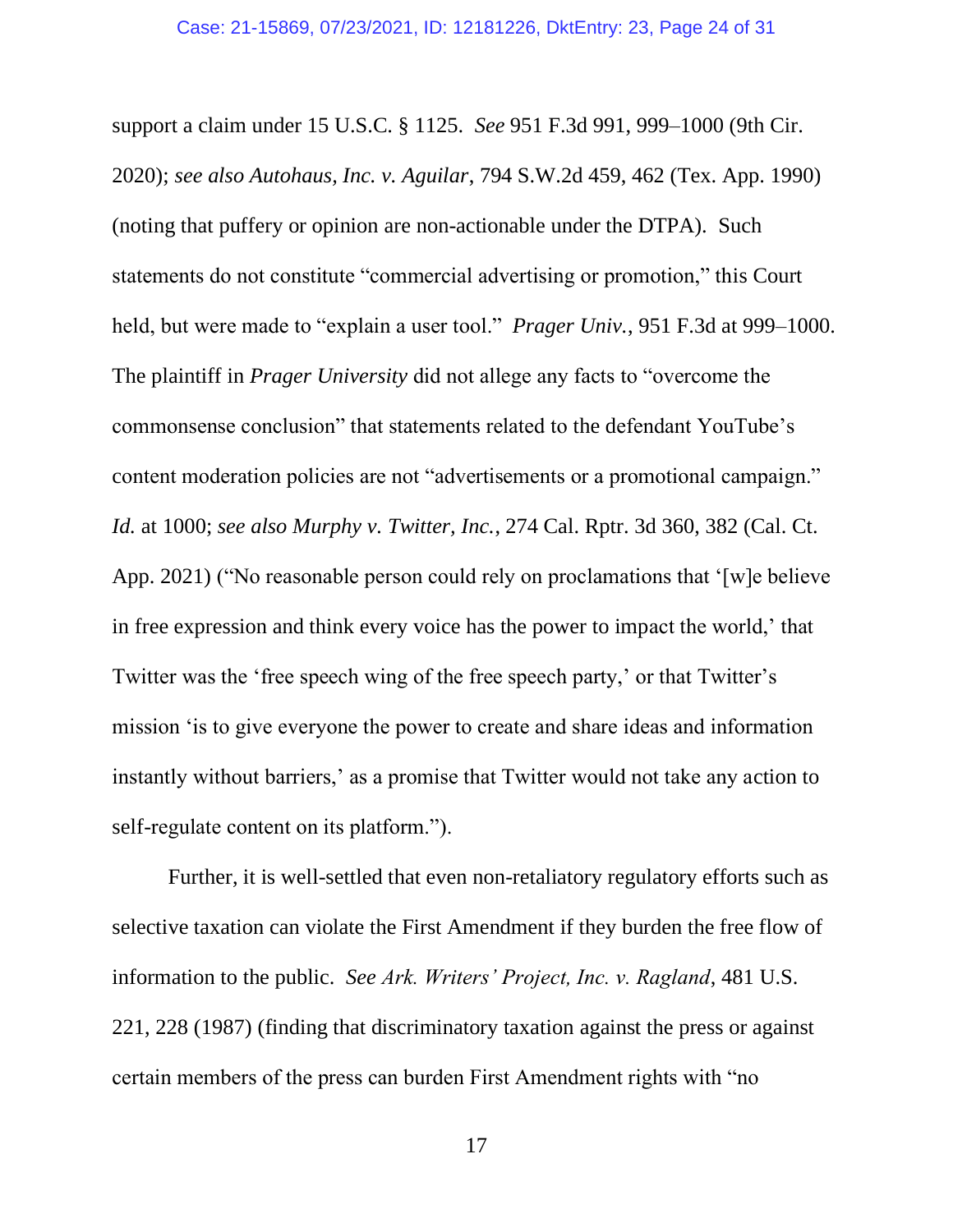support a claim under 15 U.S.C. § 1125. *See* 951 F.3d 991, 999–1000 (9th Cir. 2020); *see also Autohaus, Inc. v. Aguilar*, 794 S.W.2d 459, 462 (Tex. App. 1990) (noting that puffery or opinion are non-actionable under the DTPA). Such statements do not constitute "commercial advertising or promotion," this Court held, but were made to "explain a user tool." *Prager Univ.*, 951 F.3d at 999–1000. The plaintiff in *Prager University* did not allege any facts to "overcome the commonsense conclusion" that statements related to the defendant YouTube's content moderation policies are not "advertisements or a promotional campaign." *Id.* at 1000; *see also Murphy v. Twitter, Inc.*, 274 Cal. Rptr. 3d 360, 382 (Cal. Ct. App. 2021) ("No reasonable person could rely on proclamations that '[w]e believe in free expression and think every voice has the power to impact the world,' that Twitter was the 'free speech wing of the free speech party,' or that Twitter's mission 'is to give everyone the power to create and share ideas and information instantly without barriers,' as a promise that Twitter would not take any action to self-regulate content on its platform.").

Further, it is well-settled that even non-retaliatory regulatory efforts such as selective taxation can violate the First Amendment if they burden the free flow of information to the public. *See Ark. Writers' Project, Inc. v. Ragland*, 481 U.S. 221, 228 (1987) (finding that discriminatory taxation against the press or against certain members of the press can burden First Amendment rights with "no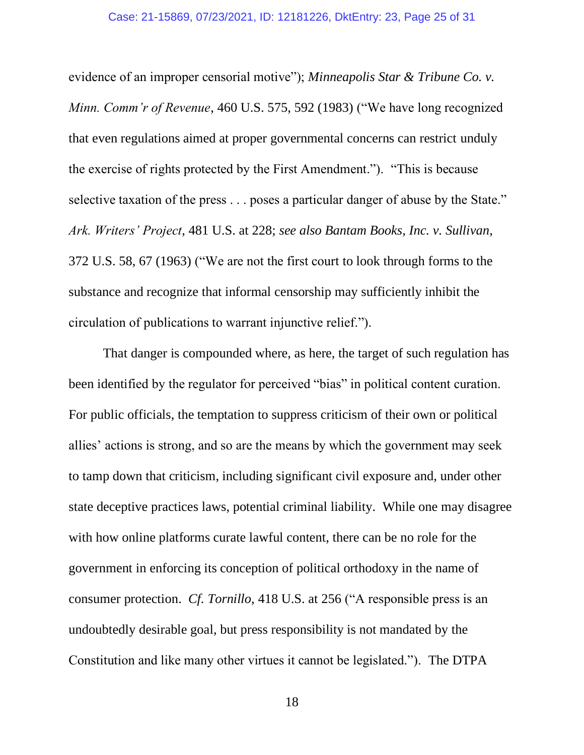evidence of an improper censorial motive"); *Minneapolis Star & Tribune Co. v. Minn. Comm'r of Revenue*, 460 U.S. 575, 592 (1983) ("We have long recognized that even regulations aimed at proper governmental concerns can restrict unduly the exercise of rights protected by the First Amendment."). "This is because selective taxation of the press . . . poses a particular danger of abuse by the State." *Ark. Writers' Project*, 481 U.S. at 228; *see also Bantam Books, Inc. v. Sullivan*, 372 U.S. 58, 67 (1963) ("We are not the first court to look through forms to the substance and recognize that informal censorship may sufficiently inhibit the circulation of publications to warrant injunctive relief.").

That danger is compounded where, as here, the target of such regulation has been identified by the regulator for perceived "bias" in political content curation. For public officials, the temptation to suppress criticism of their own or political allies' actions is strong, and so are the means by which the government may seek to tamp down that criticism, including significant civil exposure and, under other state deceptive practices laws, potential criminal liability. While one may disagree with how online platforms curate lawful content, there can be no role for the government in enforcing its conception of political orthodoxy in the name of consumer protection. *Cf. Tornillo*, 418 U.S. at 256 ("A responsible press is an undoubtedly desirable goal, but press responsibility is not mandated by the Constitution and like many other virtues it cannot be legislated."). The DTPA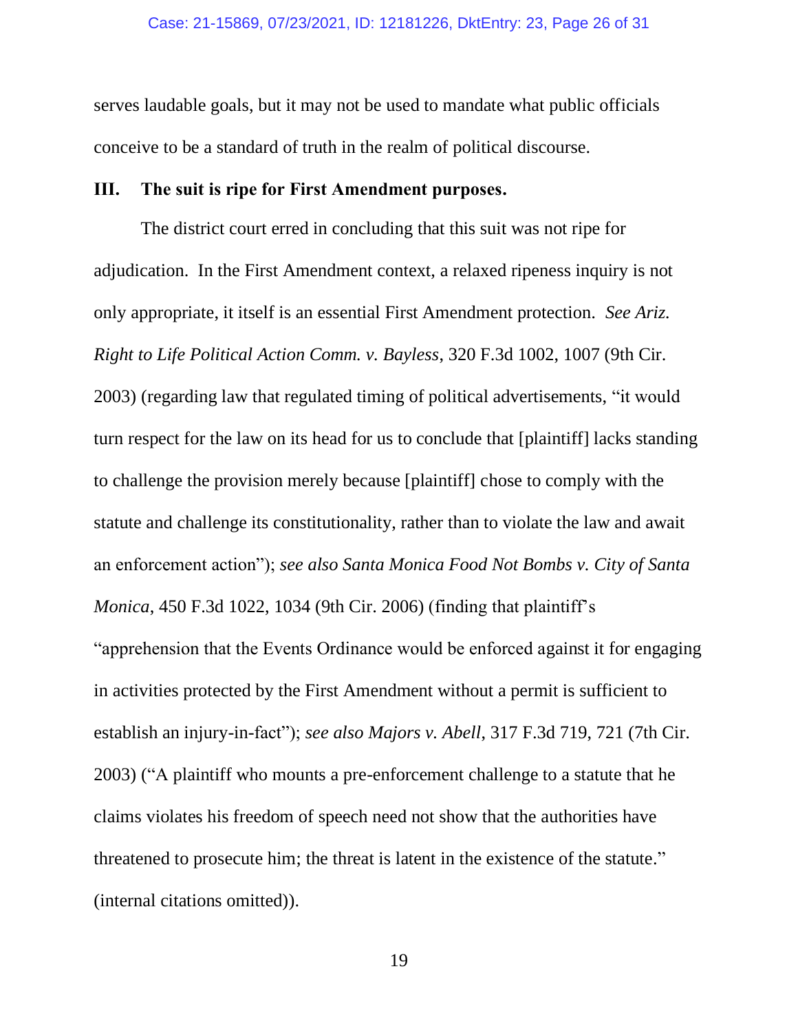serves laudable goals, but it may not be used to mandate what public officials conceive to be a standard of truth in the realm of political discourse.

## III. The suit is ripe for First Amendment purposes.

The district court erred in concluding that this suit was not ripe for adjudication. In the First Amendment context, a relaxed ripeness inquiry is not only appropriate, it itself is an essential First Amendment protection. *See Ariz. Right to Life Political Action Comm. v. Bayless*, 320 F.3d 1002, 1007 (9th Cir. 2003) (regarding law that regulated timing of political advertisements, "it would turn respect for the law on its head for us to conclude that [plaintiff] lacks standing to challenge the provision merely because [plaintiff] chose to comply with the statute and challenge its constitutionality, rather than to violate the law and await an enforcement action"); *see also Santa Monica Food Not Bombs v. City of Santa Monica*, 450 F.3d 1022, 1034 (9th Cir. 2006) (finding that plaintiff's "apprehension that the Events Ordinance would be enforced against it for engaging in activities protected by the First Amendment without a permit is sufficient to establish an injury-in-fact"); *see also Majors v. Abell*, 317 F.3d 719, 721 (7th Cir. 2003) ("A plaintiff who mounts a pre-enforcement challenge to a statute that he claims violates his freedom of speech need not show that the authorities have threatened to prosecute him; the threat is latent in the existence of the statute." (internal citations omitted)).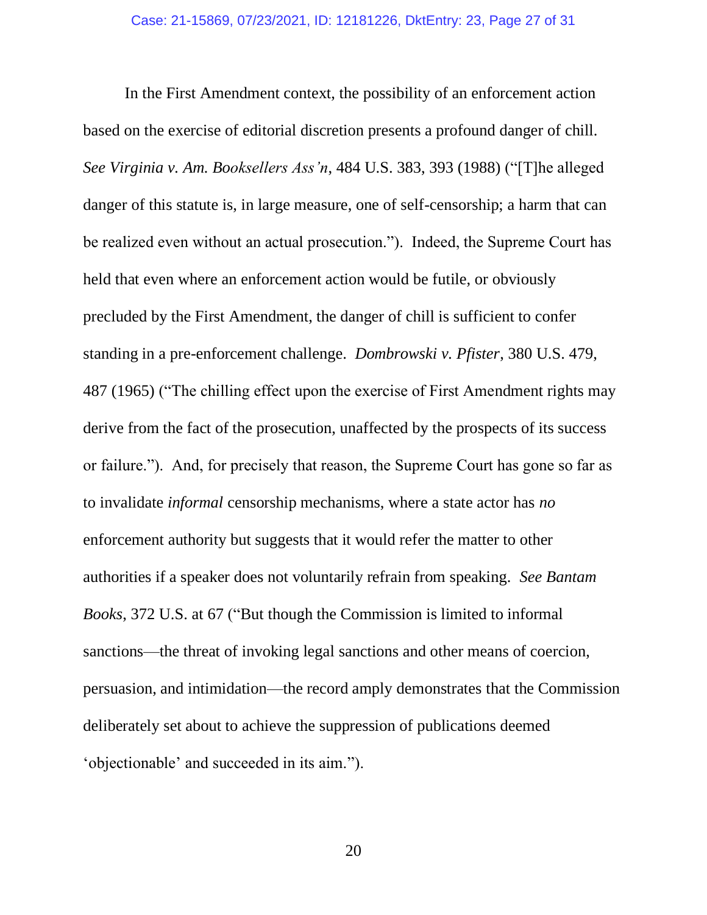In the First Amendment context, the possibility of an enforcement action based on the exercise of editorial discretion presents a profound danger of chill. *See Virginia v. Am. Booksellers Ass'n*, 484 U.S. 383, 393 (1988) ("[T]he alleged danger of this statute is, in large measure, one of self-censorship; a harm that can be realized even without an actual prosecution."). Indeed, the Supreme Court has held that even where an enforcement action would be futile, or obviously precluded by the First Amendment, the danger of chill is sufficient to confer standing in a pre-enforcement challenge. *Dombrowski v. Pfister*, 380 U.S. 479, 487 (1965) ("The chilling effect upon the exercise of First Amendment rights may derive from the fact of the prosecution, unaffected by the prospects of its success or failure."). And, for precisely that reason, the Supreme Court has gone so far as to invalidate *informal* censorship mechanisms, where a state actor has *no* enforcement authority but suggests that it would refer the matter to other authorities if a speaker does not voluntarily refrain from speaking. *See Bantam Books*, 372 U.S. at 67 ("But though the Commission is limited to informal sanctions—the threat of invoking legal sanctions and other means of coercion, persuasion, and intimidation—the record amply demonstrates that the Commission deliberately set about to achieve the suppression of publications deemed 'objectionable' and succeeded in its aim.").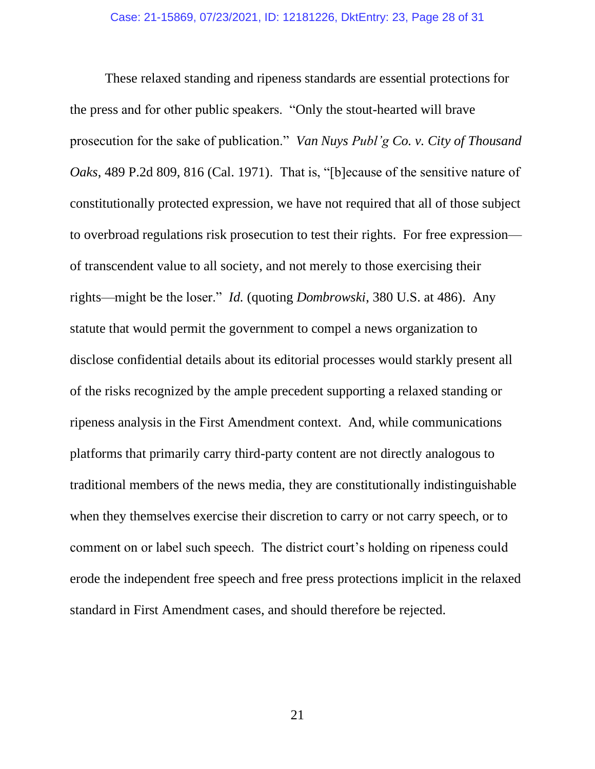These relaxed standing and ripeness standards are essential protections for the press and for other public speakers. "Only the stout-hearted will brave prosecution for the sake of publication." *Van Nuys Publ'g Co. v. City of Thousand Oaks*, 489 P.2d 809, 816 (Cal. 1971). That is, "[b]ecause of the sensitive nature of constitutionally protected expression, we have not required that all of those subject to overbroad regulations risk prosecution to test their rights. For free expression—of transcendent value to all society, and not merely to those exercising their rights—might be the loser." *Id.* (quoting *Dombrowski*, 380 U.S. at 486). Any statute that would permit the government to compel a news organization to disclose confidential details about its editorial processes would starkly present all of the risks recognized by the ample precedent supporting a relaxed standing or ripeness analysis in the First Amendment context. And, while communications platforms that primarily carry third-party content are not directly analogous to traditional members of the news media, they are constitutionally indistinguishable when they themselves exercise their discretion to carry or not carry speech, or to comment on or label such speech. The district court's holding on ripeness could erode the independent free speech and free press protections implicit in the relaxed standard in First Amendment cases, and should therefore be rejected.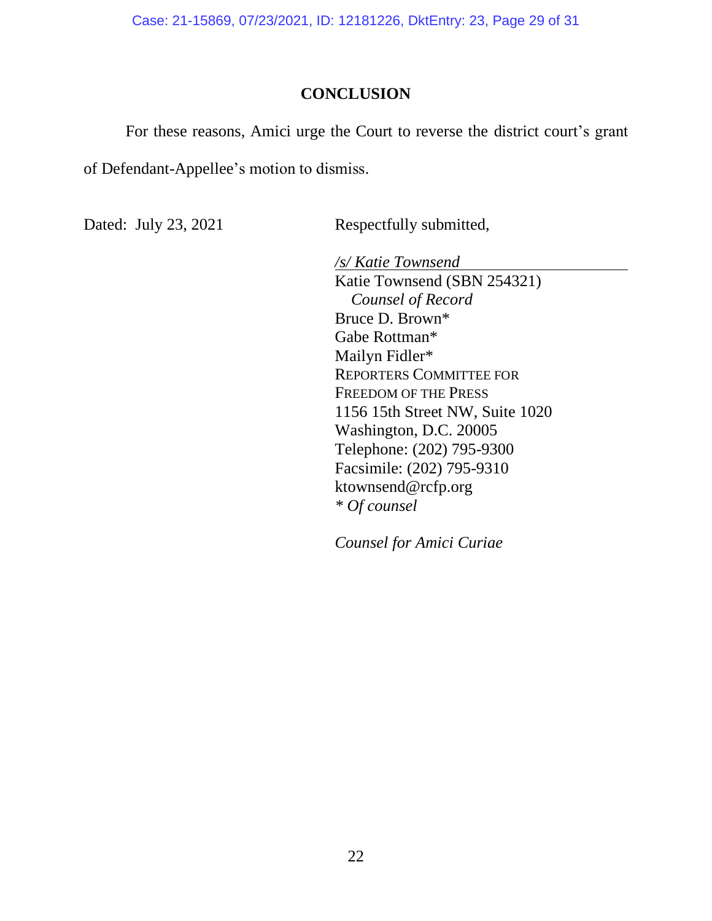## CONCLUSION

For these reasons, Amici urge the Court to reverse the district court's grant of Defendant-Appellee's motion to dismiss.

Dated: July 23, 2021

Respectfully submitted,

*/s/ Katie Townsend*
Katie Townsend (SBN 254321)
*Counsel of Record*
Bruce D. Brown*
Gabe Rottman*
Mailyn Fidler*
REPORTERS COMMITTEE FOR
FREEDOM OF THE PRESS
1156 15th Street NW, Suite 1020
Washington, D.C. 20005
Telephone: (202) 795-9300
Facsimile: (202) 795-9310
ktownsend@rcfp.org
*\* Of counsel*

*Counsel for Amici Curiae*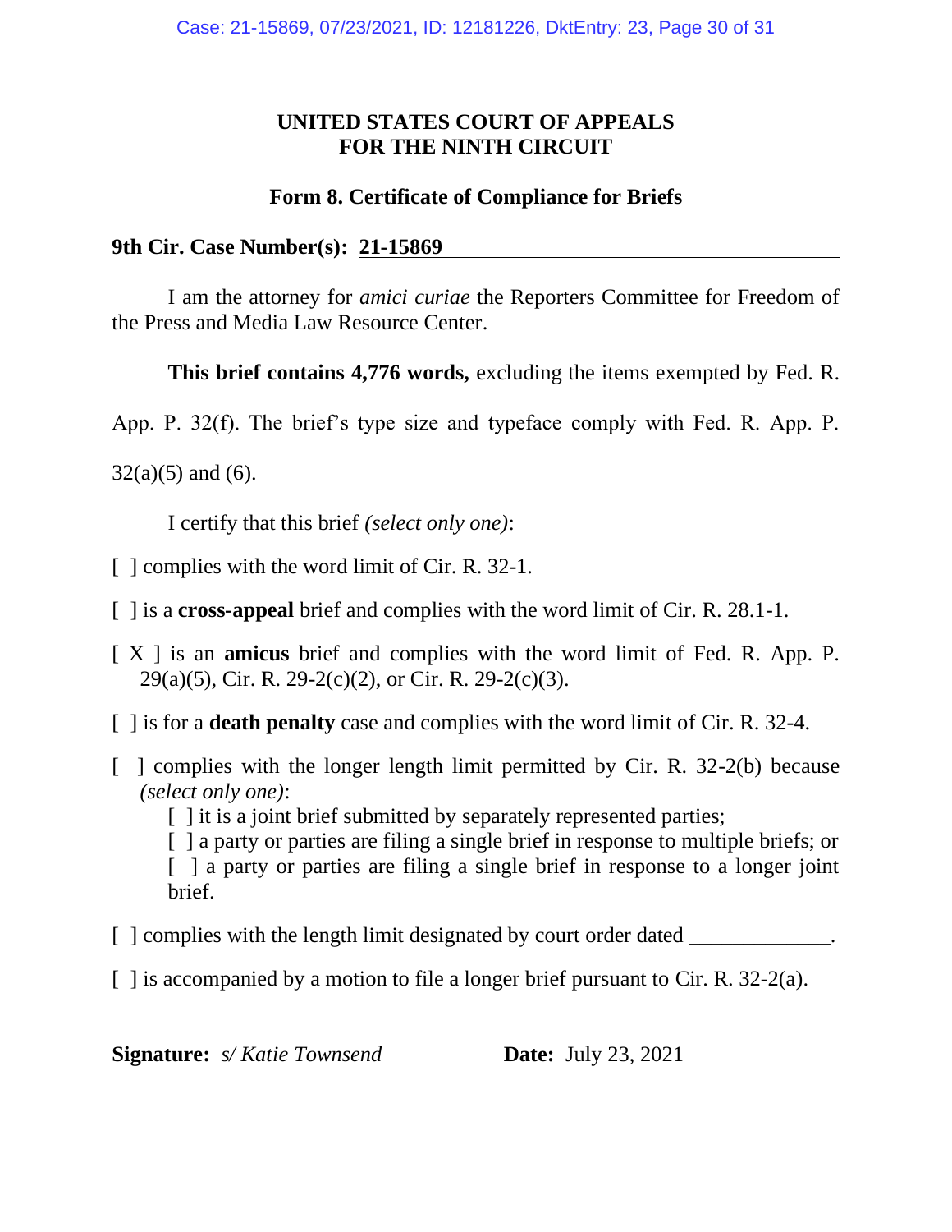# UNITED STATES COURT OF APPEALS FOR THE NINTH CIRCUIT

## Form 8. Certificate of Compliance for Briefs

**9th Cir. Case Number(s): 21-15869**

I am the attorney for *amici curiae* the Reporters Committee for Freedom of the Press and Media Law Resource Center.

**This brief contains 4,776 words,** excluding the items exempted by Fed. R. App. P. 32(f). The brief's type size and typeface comply with Fed. R. App. P. 32(a)(5) and (6).

I certify that this brief *(select only one)*:

[ ] complies with the word limit of Cir. R. 32-1.

[ ] is a **cross-appeal** brief and complies with the word limit of Cir. R. 28.1-1.

[ X ] is an **amicus** brief and complies with the word limit of Fed. R. App. P. 29(a)(5), Cir. R. 29-2(c)(2), or Cir. R. 29-2(c)(3).

[ ] is for a **death penalty** case and complies with the word limit of Cir. R. 32-4.

[ ] complies with the longer length limit permitted by Cir. R. 32-2(b) because *(select only one)*:

[ ] it is a joint brief submitted by separately represented parties;
[ ] a party or parties are filing a single brief in response to multiple briefs; or
[ ] a party or parties are filing a single brief in response to a longer joint brief.

[ ] complies with the length limit designated by court order dated _____________.

[ ] is accompanied by a motion to file a longer brief pursuant to Cir. R. 32-2(a).

**Signature:** *s/ Katie Townsend* **Date:** July 23, 2021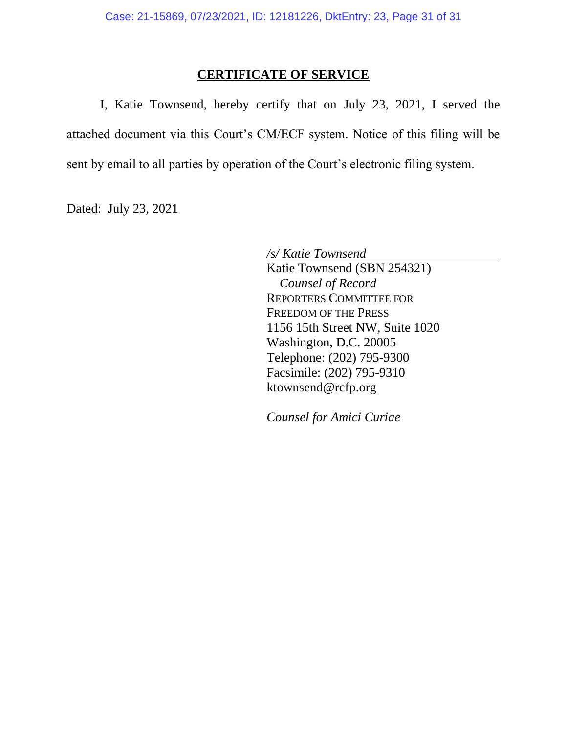## CERTIFICATE OF SERVICE

I, Katie Townsend, hereby certify that on July 23, 2021, I served the attached document via this Court's CM/ECF system. Notice of this filing will be sent by email to all parties by operation of the Court's electronic filing system.

Dated: July 23, 2021

*/s/ Katie Townsend*
Katie Townsend (SBN 254321)
*Counsel of Record*
REPORTERS COMMITTEE FOR
FREEDOM OF THE PRESS
1156 15th Street NW, Suite 1020
Washington, D.C. 20005
Telephone: (202) 795-9300
Facsimile: (202) 795-9310
ktownsend@rcfp.org

*Counsel for Amici Curiae*